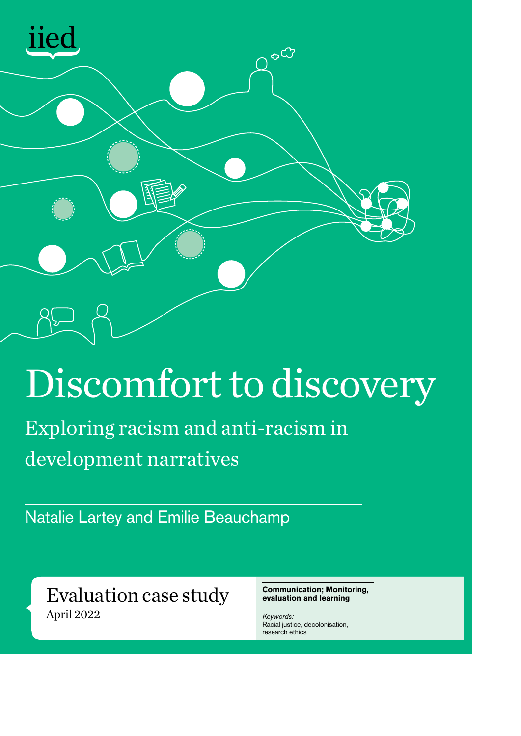iied

# Discomfort to discovery

## Exploring racism and anti-racism in development narratives

Natalie Lartey and Emilie Beauchamp

Evaluation case study
April 2022

**Communication; Monitoring, evaluation and learning**

*Keywords:*
Racial justice, decolonisation, research ethics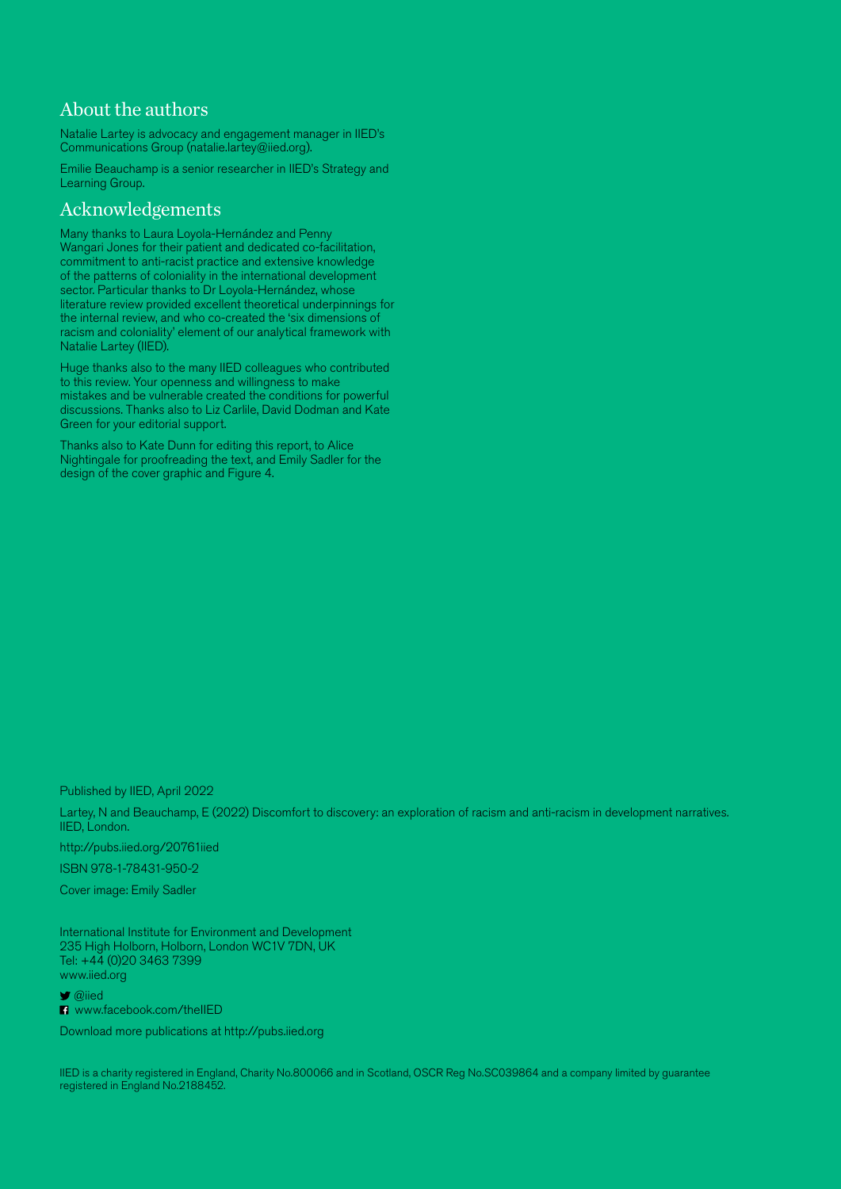## About the authors

Natalie Lartey is advocacy and engagement manager in IIED's Communications Group (natalie.lartey@iied.org).

Emilie Beauchamp is a senior researcher in IIED's Strategy and Learning Group.

## Acknowledgements

Many thanks to Laura Loyola-Hernández and Penny Wangari Jones for their patient and dedicated co-facilitation, commitment to anti-racist practice and extensive knowledge of the patterns of coloniality in the international development sector. Particular thanks to Dr Loyola-Hernández, whose literature review provided excellent theoretical underpinnings for the internal review, and who co-created the 'six dimensions of racism and coloniality' element of our analytical framework with Natalie Lartey (IIED).

Huge thanks also to the many IIED colleagues who contributed to this review. Your openness and willingness to make mistakes and be vulnerable created the conditions for powerful discussions. Thanks also to Liz Carlile, David Dodman and Kate Green for your editorial support.

Thanks also to Kate Dunn for editing this report, to Alice Nightingale for proofreading the text, and Emily Sadler for the design of the cover graphic and Figure 4.

Published by IIED, April 2022

Lartey, N and Beauchamp, E (2022) Discomfort to discovery: an exploration of racism and anti-racism in development narratives. IIED, London.

http://pubs.iied.org/20761iied

ISBN 978-1-78431-950-2

Cover image: Emily Sadler

International Institute for Environment and Development
235 High Holborn, Holborn, London WC1V 7DN, UK
Tel: +44 (0)20 3463 7399
www.iied.org

@iied
www.facebook.com/theIIED

Download more publications at http://pubs.iied.org

IIED is a charity registered in England, Charity No.800066 and in Scotland, OSCR Reg No.SC039864 and a company limited by guarantee registered in England No.2188452.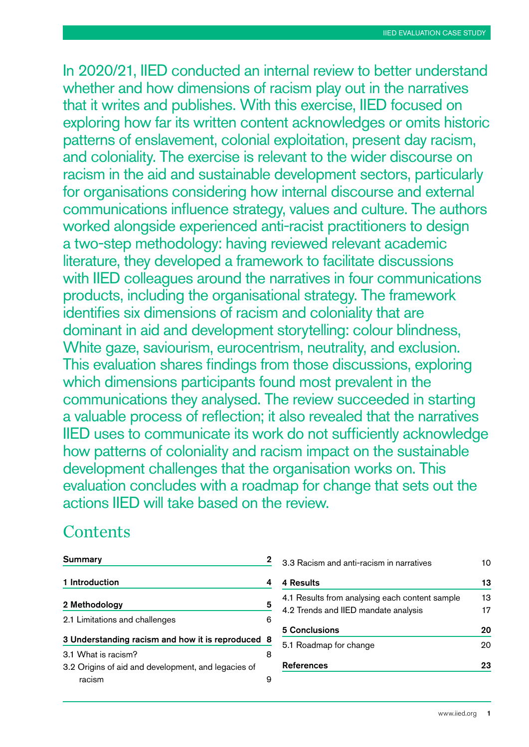In 2020/21, IIED conducted an internal review to better understand whether and how dimensions of racism play out in the narratives that it writes and publishes. With this exercise, IIED focused on exploring how far its written content acknowledges or omits historic patterns of enslavement, colonial exploitation, present day racism, and coloniality. The exercise is relevant to the wider discourse on racism in the aid and sustainable development sectors, particularly for organisations considering how internal discourse and external communications influence strategy, values and culture. The authors worked alongside experienced anti-racist practitioners to design a two-step methodology: having reviewed relevant academic literature, they developed a framework to facilitate discussions with IIED colleagues around the narratives in four communications products, including the organisational strategy. The framework identifies six dimensions of racism and coloniality that are dominant in aid and development storytelling: colour blindness, White gaze, saviourism, eurocentrism, neutrality, and exclusion. This evaluation shares findings from those discussions, exploring which dimensions participants found most prevalent in the communications they analysed. The review succeeded in starting a valuable process of reflection; it also revealed that the narratives IIED uses to communicate its work do not sufficiently acknowledge how patterns of coloniality and racism impact on the sustainable development challenges that the organisation works on. This evaluation concludes with a roadmap for change that sets out the actions IIED will take based on the review.

## Contents

| | |
|---|---|
| **Summary** | **2** |
| **1 Introduction** | **4** |
| **2 Methodology** | **5** |
| 2.1 Limitations and challenges | 6 |
| **3 Understanding racism and how it is reproduced** | **8** |
| 3.1 What is racism? | 8 |
| 3.2 Origins of aid and development, and legacies of racism | 9 |
| 3.3 Racism and anti-racism in narratives | 10 |
| **4 Results** | **13** |
| 4.1 Results from analysing each content sample | 13 |
| 4.2 Trends and IIED mandate analysis | 17 |
| **5 Conclusions** | **20** |
| 5.1 Roadmap for change | 20 |
| **References** | **23** |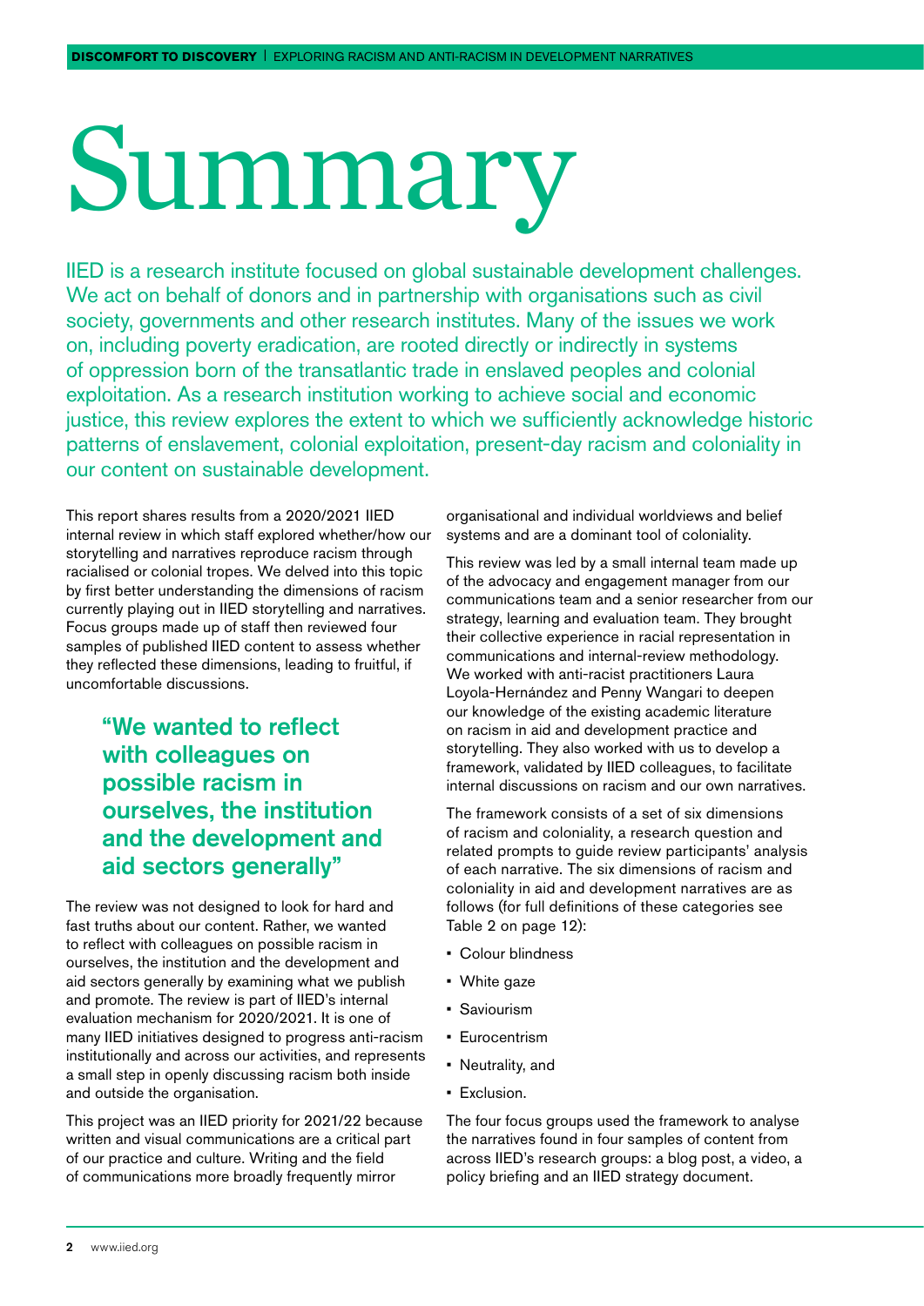# Summary

IIED is a research institute focused on global sustainable development challenges. We act on behalf of donors and in partnership with organisations such as civil society, governments and other research institutes. Many of the issues we work on, including poverty eradication, are rooted directly or indirectly in systems of oppression born of the transatlantic trade in enslaved peoples and colonial exploitation. As a research institution working to achieve social and economic justice, this review explores the extent to which we sufficiently acknowledge historic patterns of enslavement, colonial exploitation, present-day racism and coloniality in our content on sustainable development.

This report shares results from a 2020/2021 IIED internal review in which staff explored whether/how our storytelling and narratives reproduce racism through racialised or colonial tropes. We delved into this topic by first better understanding the dimensions of racism currently playing out in IIED storytelling and narratives. Focus groups made up of staff then reviewed four samples of published IIED content to assess whether they reflected these dimensions, leading to fruitful, if uncomfortable discussions.

> **"We wanted to reflect with colleagues on possible racism in ourselves, the institution and the development and aid sectors generally"**

The review was not designed to look for hard and fast truths about our content. Rather, we wanted to reflect with colleagues on possible racism in ourselves, the institution and the development and aid sectors generally by examining what we publish and promote. The review is part of IIED's internal evaluation mechanism for 2020/2021. It is one of many IIED initiatives designed to progress anti-racism institutionally and across our activities, and represents a small step in openly discussing racism both inside and outside the organisation.

This project was an IIED priority for 2021/22 because written and visual communications are a critical part of our practice and culture. Writing and the field of communications more broadly frequently mirror organisational and individual worldviews and belief systems and are a dominant tool of coloniality.

This review was led by a small internal team made up of the advocacy and engagement manager from our communications team and a senior researcher from our strategy, learning and evaluation team. They brought their collective experience in racial representation in communications and internal-review methodology. We worked with anti-racist practitioners Laura Loyola-Hernández and Penny Wangari to deepen our knowledge of the existing academic literature on racism in aid and development practice and storytelling. They also worked with us to develop a framework, validated by IIED colleagues, to facilitate internal discussions on racism and our own narratives.

The framework consists of a set of six dimensions of racism and coloniality, a research question and related prompts to guide review participants' analysis of each narrative. The six dimensions of racism and coloniality in aid and development narratives are as follows (for full definitions of these categories see Table 2 on page 12):

- Colour blindness
- White gaze
- Saviourism
- Eurocentrism
- Neutrality, and
- Exclusion.

The four focus groups used the framework to analyse the narratives found in four samples of content from across IIED's research groups: a blog post, a video, a policy briefing and an IIED strategy document.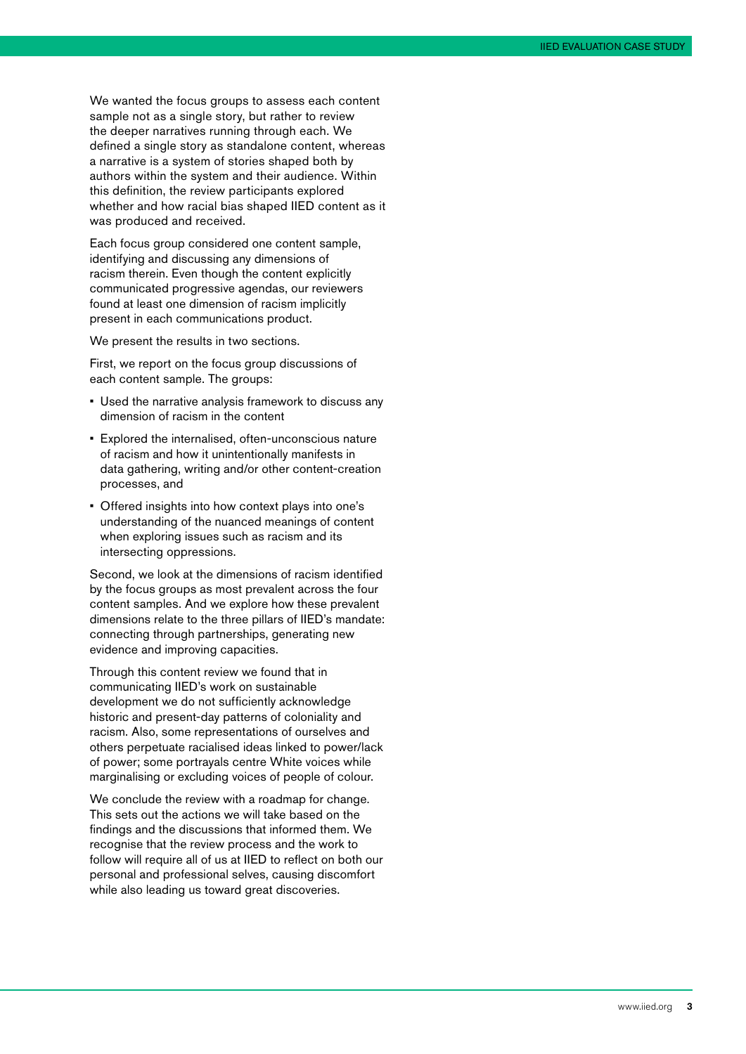We wanted the focus groups to assess each content sample not as a single story, but rather to review the deeper narratives running through each. We defined a single story as standalone content, whereas a narrative is a system of stories shaped both by authors within the system and their audience. Within this definition, the review participants explored whether and how racial bias shaped IIED content as it was produced and received.

Each focus group considered one content sample, identifying and discussing any dimensions of racism therein. Even though the content explicitly communicated progressive agendas, our reviewers found at least one dimension of racism implicitly present in each communications product.

We present the results in two sections.

First, we report on the focus group discussions of each content sample. The groups:

- Used the narrative analysis framework to discuss any dimension of racism in the content
- Explored the internalised, often-unconscious nature of racism and how it unintentionally manifests in data gathering, writing and/or other content-creation processes, and
- Offered insights into how context plays into one's understanding of the nuanced meanings of content when exploring issues such as racism and its intersecting oppressions.

Second, we look at the dimensions of racism identified by the focus groups as most prevalent across the four content samples. And we explore how these prevalent dimensions relate to the three pillars of IIED's mandate: connecting through partnerships, generating new evidence and improving capacities.

Through this content review we found that in communicating IIED's work on sustainable development we do not sufficiently acknowledge historic and present-day patterns of coloniality and racism. Also, some representations of ourselves and others perpetuate racialised ideas linked to power/lack of power; some portrayals centre White voices while marginalising or excluding voices of people of colour.

We conclude the review with a roadmap for change. This sets out the actions we will take based on the findings and the discussions that informed them. We recognise that the review process and the work to follow will require all of us at IIED to reflect on both our personal and professional selves, causing discomfort while also leading us toward great discoveries.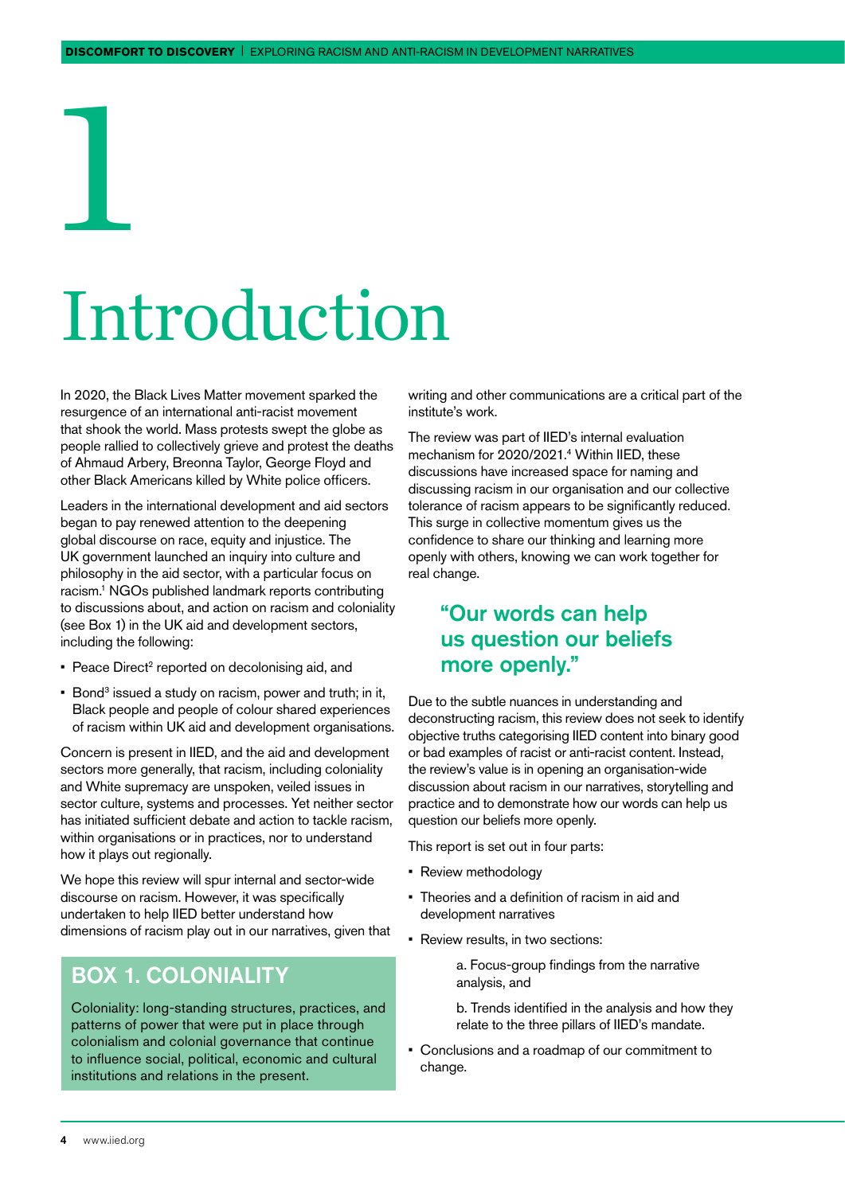# 1

# Introduction

In 2020, the Black Lives Matter movement sparked the resurgence of an international anti-racist movement that shook the world. Mass protests swept the globe as people rallied to collectively grieve and protest the deaths of Ahmaud Arbery, Breonna Taylor, George Floyd and other Black Americans killed by White police officers.

Leaders in the international development and aid sectors began to pay renewed attention to the deepening global discourse on race, equity and injustice. The UK government launched an inquiry into culture and philosophy in the aid sector, with a particular focus on racism.[1] NGOs published landmark reports contributing to discussions about, and action on racism and coloniality (see Box 1) in the UK aid and development sectors, including the following:

- Peace Direct[2] reported on decolonising aid, and
- Bond[3] issued a study on racism, power and truth; in it, Black people and people of colour shared experiences of racism within UK aid and development organisations.

Concern is present in IIED, and the aid and development sectors more generally, that racism, including coloniality and White supremacy are unspoken, veiled issues in sector culture, systems and processes. Yet neither sector has initiated sufficient debate and action to tackle racism, within organisations or in practices, nor to understand how it plays out regionally.

We hope this review will spur internal and sector-wide discourse on racism. However, it was specifically undertaken to help IIED better understand how dimensions of racism play out in our narratives, given that writing and other communications are a critical part of the institute's work.

## BOX 1. COLONIALITY

Coloniality: long-standing structures, practices, and patterns of power that were put in place through colonialism and colonial governance that continue to influence social, political, economic and cultural institutions and relations in the present.

The review was part of IIED's internal evaluation mechanism for 2020/2021.[4] Within IIED, these discussions have increased space for naming and discussing racism in our organisation and our collective tolerance of racism appears to be significantly reduced. This surge in collective momentum gives us the confidence to share our thinking and learning more openly with others, knowing we can work together for real change.

> **"Our words can help us question our beliefs more openly."**

Due to the subtle nuances in understanding and deconstructing racism, this review does not seek to identify objective truths categorising IIED content into binary good or bad examples of racist or anti-racist content. Instead, the review's value is in opening an organisation-wide discussion about racism in our narratives, storytelling and practice and to demonstrate how our words can help us question our beliefs more openly.

This report is set out in four parts:

- Review methodology
- Theories and a definition of racism in aid and development narratives
- Review results, in two sections:
  - a. Focus-group findings from the narrative analysis, and
  - b. Trends identified in the analysis and how they relate to the three pillars of IIED's mandate.
- Conclusions and a roadmap of our commitment to change.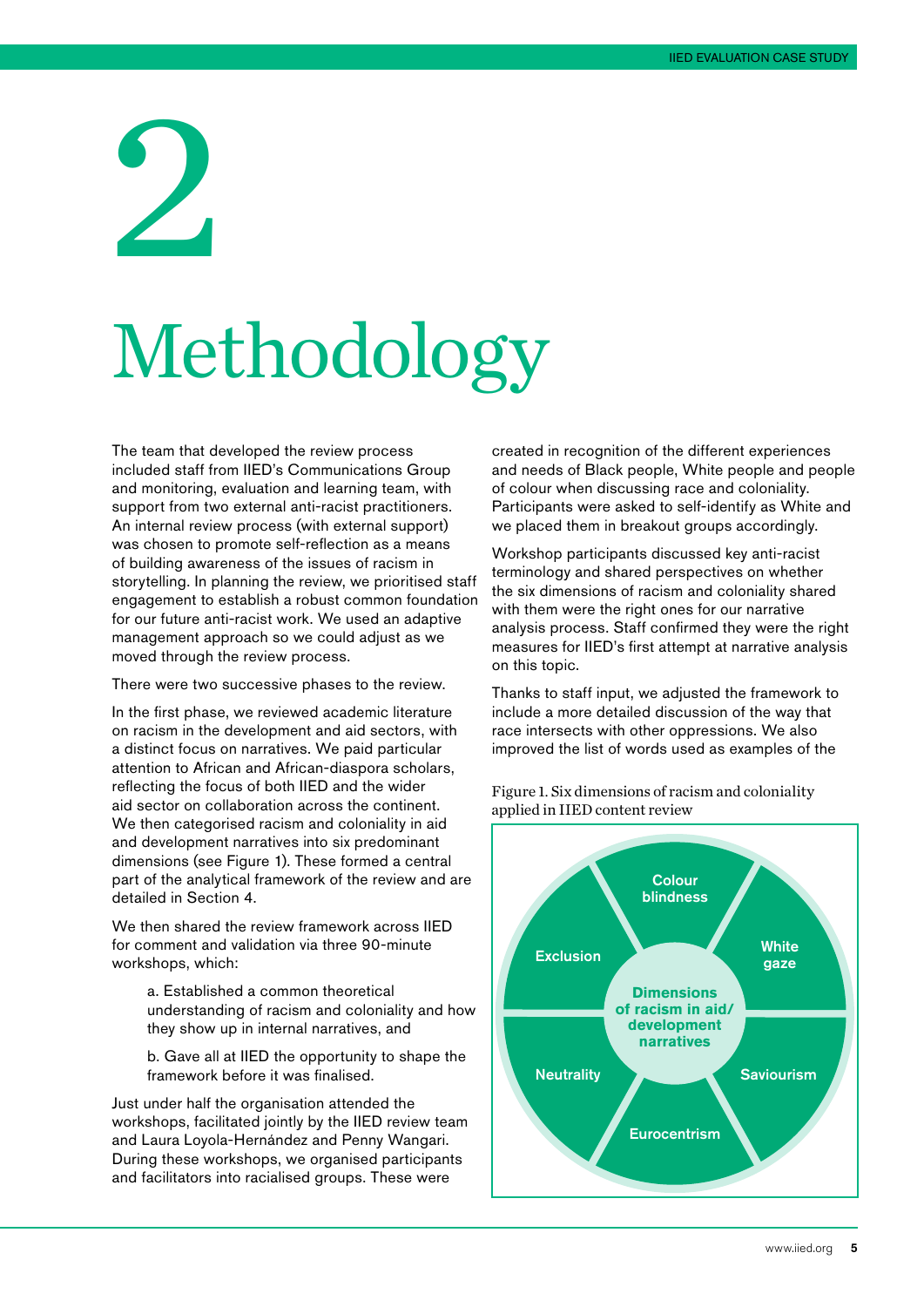# 2 Methodology

The team that developed the review process included staff from IIED's Communications Group and monitoring, evaluation and learning team, with support from two external anti-racist practitioners. An internal review process (with external support) was chosen to promote self-reflection as a means of building awareness of the issues of racism in storytelling. In planning the review, we prioritised staff engagement to establish a robust common foundation for our future anti-racist work. We used an adaptive management approach so we could adjust as we moved through the review process.

There were two successive phases to the review.

In the first phase, we reviewed academic literature on racism in the development and aid sectors, with a distinct focus on narratives. We paid particular attention to African and African-diaspora scholars, reflecting the focus of both IIED and the wider aid sector on collaboration across the continent. We then categorised racism and coloniality in aid and development narratives into six predominant dimensions (see Figure 1). These formed a central part of the analytical framework of the review and are detailed in Section 4.

We then shared the review framework across IIED for comment and validation via three 90-minute workshops, which:

a. Established a common theoretical understanding of racism and coloniality and how they show up in internal narratives, and

b. Gave all at IIED the opportunity to shape the framework before it was finalised.

Just under half the organisation attended the workshops, facilitated jointly by the IIED review team and Laura Loyola-Hernández and Penny Wangari. During these workshops, we organised participants and facilitators into racialised groups. These were created in recognition of the different experiences and needs of Black people, White people and people of colour when discussing race and coloniality. Participants were asked to self-identify as White and we placed them in breakout groups accordingly.

Workshop participants discussed key anti-racist terminology and shared perspectives on whether the six dimensions of racism and coloniality shared with them were the right ones for our narrative analysis process. Staff confirmed they were the right measures for IIED's first attempt at narrative analysis on this topic.

Thanks to staff input, we adjusted the framework to include a more detailed discussion of the way that race intersects with other oppressions. We also improved the list of words used as examples of the

Figure 1. Six dimensions of racism and coloniality applied in IIED content review

Dimensions of racism in aid/development narratives: Colour blindness; White gaze; Saviourism; Eurocentrism; Neutrality; Exclusion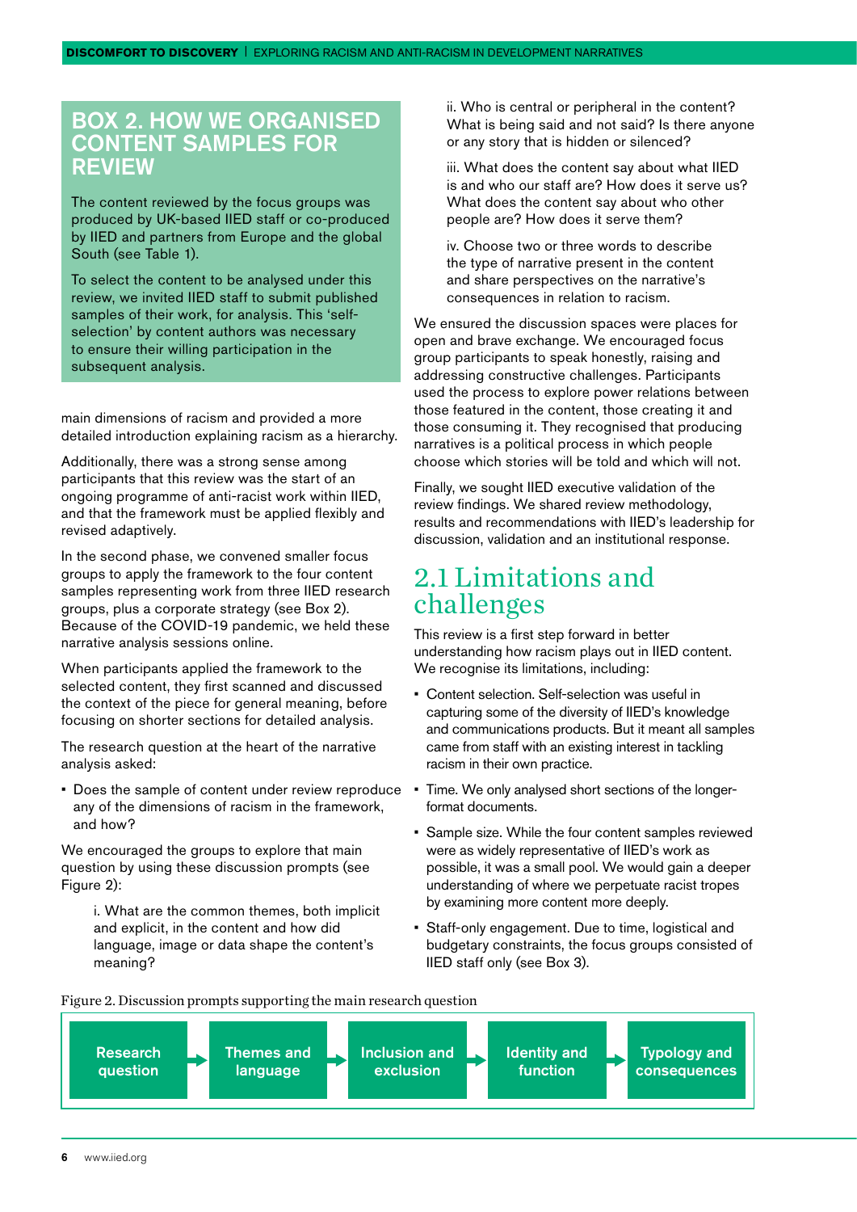## BOX 2. HOW WE ORGANISED CONTENT SAMPLES FOR REVIEW

The content reviewed by the focus groups was produced by UK-based IIED staff or co-produced by IIED and partners from Europe and the global South (see Table 1).

To select the content to be analysed under this review, we invited IIED staff to submit published samples of their work, for analysis. This 'self-selection' by content authors was necessary to ensure their willing participation in the subsequent analysis.

main dimensions of racism and provided a more detailed introduction explaining racism as a hierarchy.

Additionally, there was a strong sense among participants that this review was the start of an ongoing programme of anti-racist work within IIED, and that the framework must be applied flexibly and revised adaptively.

In the second phase, we convened smaller focus groups to apply the framework to the four content samples representing work from three IIED research groups, plus a corporate strategy (see Box 2). Because of the COVID-19 pandemic, we held these narrative analysis sessions online.

When participants applied the framework to the selected content, they first scanned and discussed the context of the piece for general meaning, before focusing on shorter sections for detailed analysis.

The research question at the heart of the narrative analysis asked:

- Does the sample of content under review reproduce any of the dimensions of racism in the framework, and how?

We encouraged the groups to explore that main question by using these discussion prompts (see Figure 2):

> i. What are the common themes, both implicit and explicit, in the content and how did language, image or data shape the content's meaning?
>
> ii. Who is central or peripheral in the content? What is being said and not said? Is there anyone or any story that is hidden or silenced?
>
> iii. What does the content say about what IIED is and who our staff are? How does it serve us? What does the content say about who other people are? How does it serve them?
>
> iv. Choose two or three words to describe the type of narrative present in the content and share perspectives on the narrative's consequences in relation to racism.

We ensured the discussion spaces were places for open and brave exchange. We encouraged focus group participants to speak honestly, raising and addressing constructive challenges. Participants used the process to explore power relations between those featured in the content, those creating it and those consuming it. They recognised that producing narratives is a political process in which people choose which stories will be told and which will not.

Finally, we sought IIED executive validation of the review findings. We shared review methodology, results and recommendations with IIED's leadership for discussion, validation and an institutional response.

## 2.1 Limitations and challenges

This review is a first step forward in better understanding how racism plays out in IIED content. We recognise its limitations, including:

- Content selection. Self-selection was useful in capturing some of the diversity of IIED's knowledge and communications products. But it meant all samples came from staff with an existing interest in tackling racism in their own practice.
- Time. We only analysed short sections of the longer-format documents.
- Sample size. While the four content samples reviewed were as widely representative of IIED's work as possible, it was a small pool. We would gain a deeper understanding of where we perpetuate racist tropes by examining more content more deeply.
- Staff-only engagement. Due to time, logistical and budgetary constraints, the focus groups consisted of IIED staff only (see Box 3).

Figure 2. Discussion prompts supporting the main research question

Research question → Themes and language → Inclusion and exclusion → Identity and function → Typology and consequences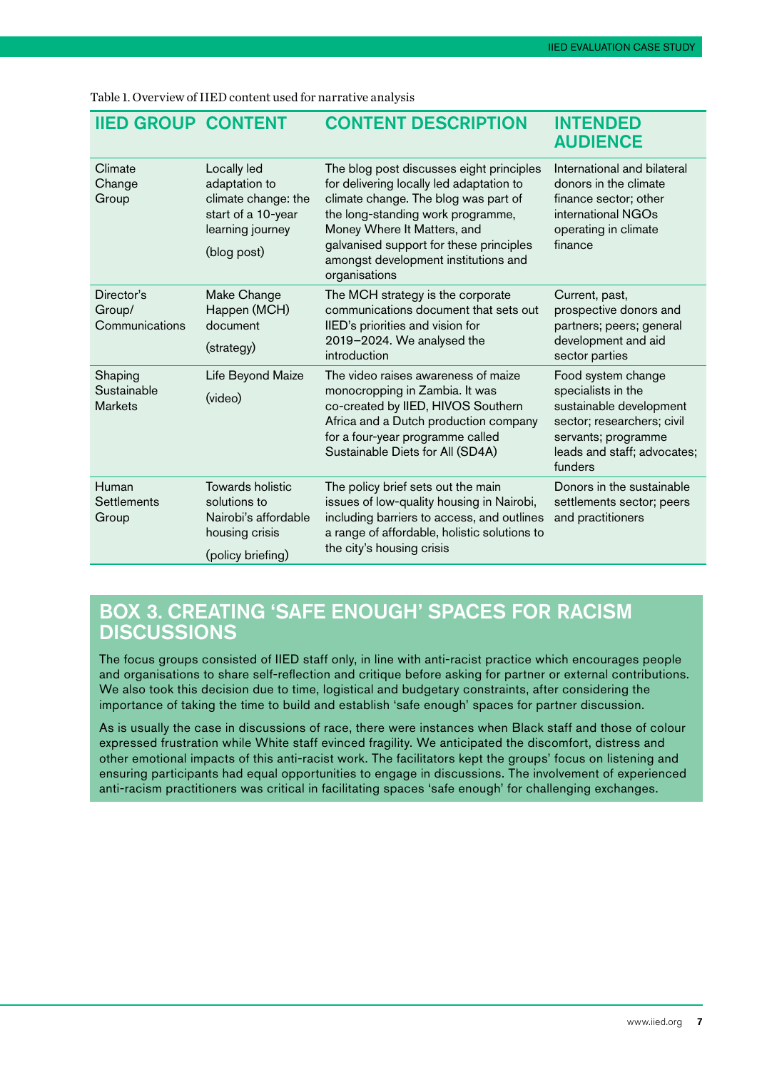Table 1. Overview of IIED content used for narrative analysis

| IIED GROUP | CONTENT | CONTENT DESCRIPTION | INTENDED AUDIENCE |
|---|---|---|---|
| Climate Change Group | Locally led adaptation to climate change: the start of a 10-year learning journey (blog post) | The blog post discusses eight principles for delivering locally led adaptation to climate change. The blog was part of the long-standing work programme, Money Where It Matters, and galvanised support for these principles amongst development institutions and organisations | International and bilateral donors in the climate finance sector; other international NGOs operating in climate finance |
| Director's Group/ Communications | Make Change Happen (MCH) document (strategy) | The MCH strategy is the corporate communications document that sets out IIED's priorities and vision for 2019–2024. We analysed the introduction | Current, past, prospective donors and partners; peers; general development and aid sector parties |
| Shaping Sustainable Markets | Life Beyond Maize (video) | The video raises awareness of maize monocropping in Zambia. It was co-created by IIED, HIVOS Southern Africa and a Dutch production company for a four-year programme called Sustainable Diets for All (SD4A) | Food system change specialists in the sustainable development sector; researchers; civil servants; programme leads and staff; advocates; funders |
| Human Settlements Group | Towards holistic solutions to Nairobi's affordable housing crisis (policy briefing) | The policy brief sets out the main issues of low-quality housing in Nairobi, including barriers to access, and outlines a range of affordable, holistic solutions to the city's housing crisis | Donors in the sustainable settlements sector; peers and practitioners |

## BOX 3. CREATING 'SAFE ENOUGH' SPACES FOR RACISM DISCUSSIONS

The focus groups consisted of IIED staff only, in line with anti-racist practice which encourages people and organisations to share self-reflection and critique before asking for partner or external contributions. We also took this decision due to time, logistical and budgetary constraints, after considering the importance of taking the time to build and establish 'safe enough' spaces for partner discussion.

As is usually the case in discussions of race, there were instances when Black staff and those of colour expressed frustration while White staff evinced fragility. We anticipated the discomfort, distress and other emotional impacts of this anti-racist work. The facilitators kept the groups' focus on listening and ensuring participants had equal opportunities to engage in discussions. The involvement of experienced anti-racism practitioners was critical in facilitating spaces 'safe enough' for challenging exchanges.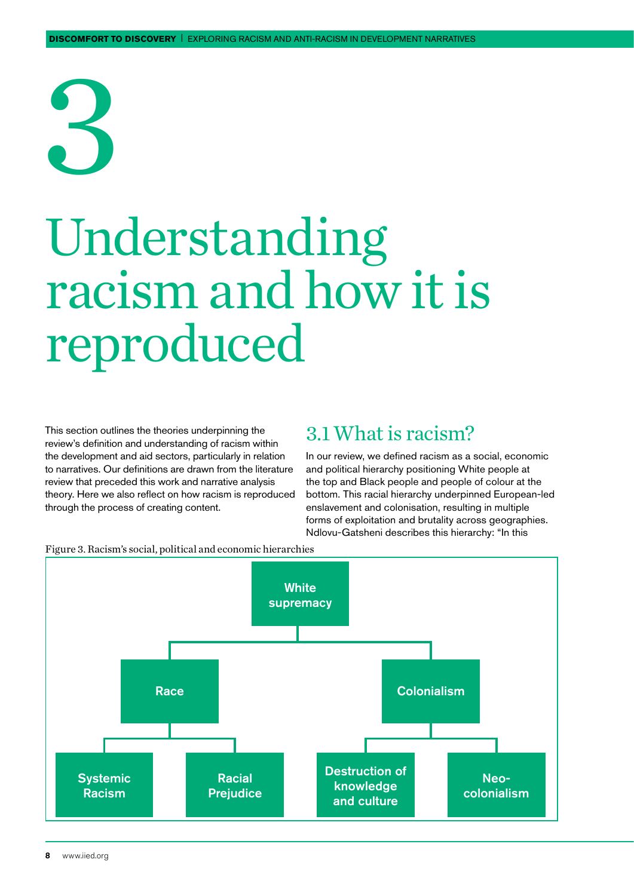# 3 Understanding racism and how it is reproduced

This section outlines the theories underpinning the review's definition and understanding of racism within the development and aid sectors, particularly in relation to narratives. Our definitions are drawn from the literature review that preceded this work and narrative analysis theory. Here we also reflect on how racism is reproduced through the process of creating content.

## 3.1 What is racism?

In our review, we defined racism as a social, economic and political hierarchy positioning White people at the top and Black people and people of colour at the bottom. This racial hierarchy underpinned European-led enslavement and colonisation, resulting in multiple forms of exploitation and brutality across geographies. Ndlovu-Gatsheni describes this hierarchy: "In this

Figure 3. Racism's social, political and economic hierarchies

- White supremacy
  - Race
    - Systemic Racism
    - Racial Prejudice
  - Colonialism
    - Destruction of knowledge and culture
    - Neo-colonialism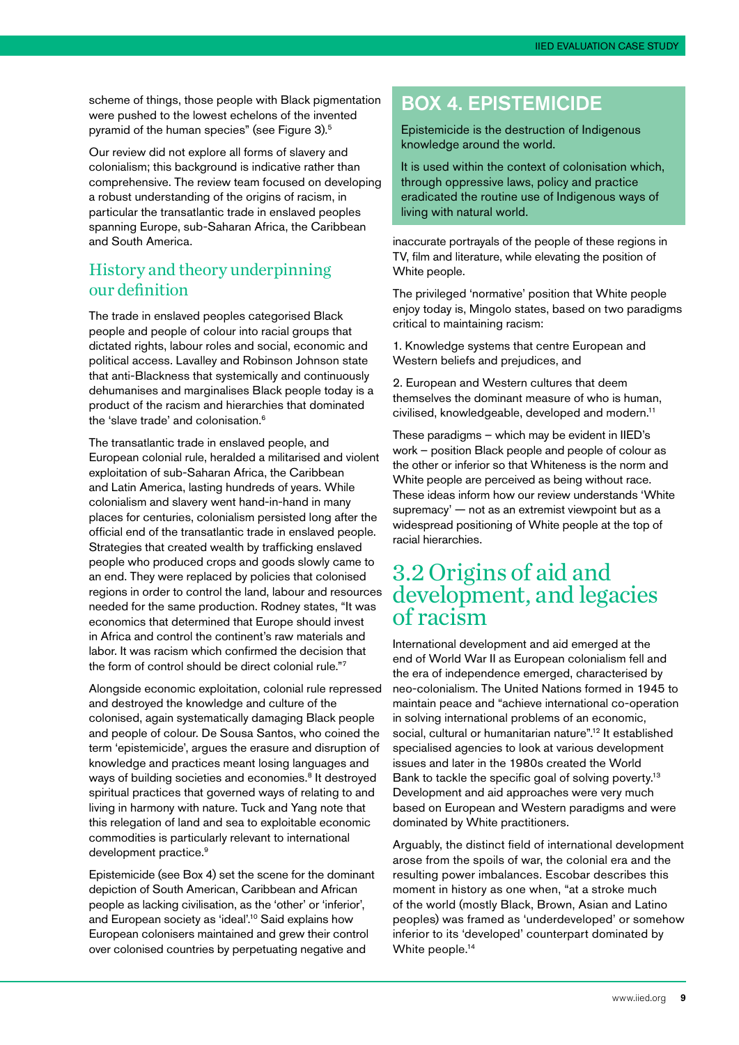scheme of things, those people with Black pigmentation were pushed to the lowest echelons of the invented pyramid of the human species" (see Figure 3).[5]

Our review did not explore all forms of slavery and colonialism; this background is indicative rather than comprehensive. The review team focused on developing a robust understanding of the origins of racism, in particular the transatlantic trade in enslaved peoples spanning Europe, sub-Saharan Africa, the Caribbean and South America.

## History and theory underpinning our definition

The trade in enslaved peoples categorised Black people and people of colour into racial groups that dictated rights, labour roles and social, economic and political access. Lavalley and Robinson Johnson state that anti-Blackness that systemically and continuously dehumanises and marginalises Black people today is a product of the racism and hierarchies that dominated the 'slave trade' and colonisation.[6]

The transatlantic trade in enslaved people, and European colonial rule, heralded a militarised and violent exploitation of sub-Saharan Africa, the Caribbean and Latin America, lasting hundreds of years. While colonialism and slavery went hand-in-hand in many places for centuries, colonialism persisted long after the official end of the transatlantic trade in enslaved people. Strategies that created wealth by trafficking enslaved people who produced crops and goods slowly came to an end. They were replaced by policies that colonised regions in order to control the land, labour and resources needed for the same production. Rodney states, "It was economics that determined that Europe should invest in Africa and control the continent's raw materials and labor. It was racism which confirmed the decision that the form of control should be direct colonial rule."[7]

Alongside economic exploitation, colonial rule repressed and destroyed the knowledge and culture of the colonised, again systematically damaging Black people and people of colour. De Sousa Santos, who coined the term 'epistemicide', argues the erasure and disruption of knowledge and practices meant losing languages and ways of building societies and economies.[8] It destroyed spiritual practices that governed ways of relating to and living in harmony with nature. Tuck and Yang note that this relegation of land and sea to exploitable economic commodities is particularly relevant to international development practice.[9]

Epistemicide (see Box 4) set the scene for the dominant depiction of South American, Caribbean and African people as lacking civilisation, as the 'other' or 'inferior', and European society as 'ideal'.[10] Said explains how European colonisers maintained and grew their control over colonised countries by perpetuating negative and inaccurate portrayals of the people of these regions in TV, film and literature, while elevating the position of White people.

> **BOX 4. EPISTEMICIDE**
>
> Epistemicide is the destruction of Indigenous knowledge around the world.
>
> It is used within the context of colonisation which, through oppressive laws, policy and practice eradicated the routine use of Indigenous ways of living with natural world.

The privileged 'normative' position that White people enjoy today is, Mingolo states, based on two paradigms critical to maintaining racism:

1. Knowledge systems that centre European and Western beliefs and prejudices, and

2. European and Western cultures that deem themselves the dominant measure of who is human, civilised, knowledgeable, developed and modern.[11]

These paradigms – which may be evident in IIED's work – position Black people and people of colour as the other or inferior so that Whiteness is the norm and White people are perceived as being without race. These ideas inform how our review understands 'White supremacy' — not as an extremist viewpoint but as a widespread positioning of White people at the top of racial hierarchies.

# 3.2 Origins of aid and development, and legacies of racism

International development and aid emerged at the end of World War II as European colonialism fell and the era of independence emerged, characterised by neo-colonialism. The United Nations formed in 1945 to maintain peace and "achieve international co-operation in solving international problems of an economic, social, cultural or humanitarian nature".[12] It established specialised agencies to look at various development issues and later in the 1980s created the World Bank to tackle the specific goal of solving poverty.[13] Development and aid approaches were very much based on European and Western paradigms and were dominated by White practitioners.

Arguably, the distinct field of international development arose from the spoils of war, the colonial era and the resulting power imbalances. Escobar describes this moment in history as one when, "at a stroke much of the world (mostly Black, Brown, Asian and Latino peoples) was framed as 'underdeveloped' or somehow inferior to its 'developed' counterpart dominated by White people.[14]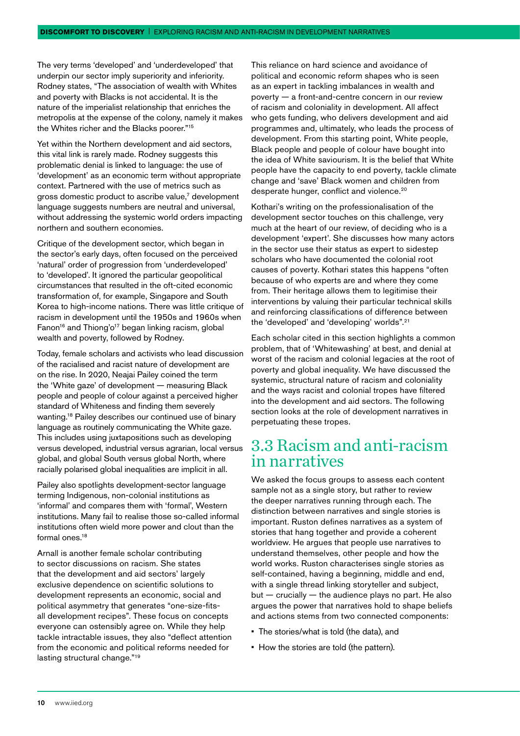The very terms 'developed' and 'underdeveloped' that underpin our sector imply superiority and inferiority. Rodney states, "The association of wealth with Whites and poverty with Blacks is not accidental. It is the nature of the imperialist relationship that enriches the metropolis at the expense of the colony, namely it makes the Whites richer and the Blacks poorer."[15]

Yet within the Northern development and aid sectors, this vital link is rarely made. Rodney suggests this problematic denial is linked to language: the use of 'development' as an economic term without appropriate context. Partnered with the use of metrics such as gross domestic product to ascribe value,[7] development language suggests numbers are neutral and universal, without addressing the systemic world orders impacting northern and southern economies.

Critique of the development sector, which began in the sector's early days, often focused on the perceived 'natural' order of progression from 'underdeveloped' to 'developed'. It ignored the particular geopolitical circumstances that resulted in the oft-cited economic transformation of, for example, Singapore and South Korea to high-income nations. There was little critique of racism in development until the 1950s and 1960s when Fanon[16] and Thiong'o[17] began linking racism, global wealth and poverty, followed by Rodney.

Today, female scholars and activists who lead discussion of the racialised and racist nature of development are on the rise. In 2020, Neajai Pailey coined the term the 'White gaze' of development — measuring Black people and people of colour against a perceived higher standard of Whiteness and finding them severely wanting.[18] Pailey describes our continued use of binary language as routinely communicating the White gaze. This includes using juxtapositions such as developing versus developed, industrial versus agrarian, local versus global, and global South versus global North, where racially polarised global inequalities are implicit in all.

Pailey also spotlights development-sector language terming Indigenous, non-colonial institutions as 'informal' and compares them with 'formal', Western institutions. Many fail to realise those so-called informal institutions often wield more power and clout than the formal ones.[18]

Arnall is another female scholar contributing to sector discussions on racism. She states that the development and aid sectors' largely exclusive dependence on scientific solutions to development represents an economic, social and political asymmetry that generates "one-size-fits-all development recipes". These focus on concepts everyone can ostensibly agree on. While they help tackle intractable issues, they also "deflect attention from the economic and political reforms needed for lasting structural change."[19]

This reliance on hard science and avoidance of political and economic reform shapes who is seen as an expert in tackling imbalances in wealth and poverty — a front-and-centre concern in our review of racism and coloniality in development. All affect who gets funding, who delivers development and aid programmes and, ultimately, who leads the process of development. From this starting point, White people, Black people and people of colour have bought into the idea of White saviourism. It is the belief that White people have the capacity to end poverty, tackle climate change and 'save' Black women and children from desperate hunger, conflict and violence.[20]

Kothari's writing on the professionalisation of the development sector touches on this challenge, very much at the heart of our review, of deciding who is a development 'expert'. She discusses how many actors in the sector use their status as expert to sidestep scholars who have documented the colonial root causes of poverty. Kothari states this happens "often because of who experts are and where they come from. Their heritage allows them to legitimise their interventions by valuing their particular technical skills and reinforcing classifications of difference between the 'developed' and 'developing' worlds".[21]

Each scholar cited in this section highlights a common problem, that of 'Whitewashing' at best, and denial at worst of the racism and colonial legacies at the root of poverty and global inequality. We have discussed the systemic, structural nature of racism and coloniality and the ways racist and colonial tropes have filtered into the development and aid sectors. The following section looks at the role of development narratives in perpetuating these tropes.

## 3.3 Racism and anti-racism in narratives

We asked the focus groups to assess each content sample not as a single story, but rather to review the deeper narratives running through each. The distinction between narratives and single stories is important. Ruston defines narratives as a system of stories that hang together and provide a coherent worldview. He argues that people use narratives to understand themselves, other people and how the world works. Ruston characterises single stories as self-contained, having a beginning, middle and end, with a single thread linking storyteller and subject, but — crucially — the audience plays no part. He also argues the power that narratives hold to shape beliefs and actions stems from two connected components:

- The stories/what is told (the data), and
- How the stories are told (the pattern).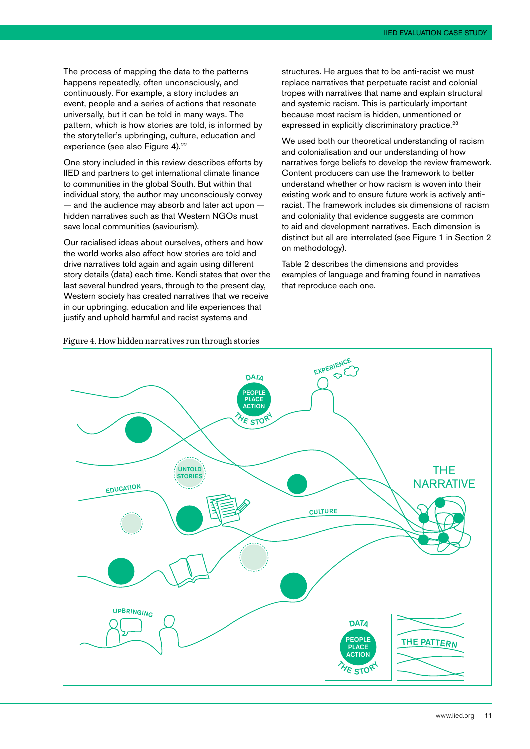The process of mapping the data to the patterns happens repeatedly, often unconsciously, and continuously. For example, a story includes an event, people and a series of actions that resonate universally, but it can be told in many ways. The pattern, which is how stories are told, is informed by the storyteller's upbringing, culture, education and experience (see also Figure 4).[22]

One story included in this review describes efforts by IIED and partners to get international climate finance to communities in the global South. But within that individual story, the author may unconsciously convey — and the audience may absorb and later act upon — hidden narratives such as that Western NGOs must save local communities (saviourism).

Our racialised ideas about ourselves, others and how the world works also affect how stories are told and drive narratives told again and again using different story details (data) each time. Kendi states that over the last several hundred years, through to the present day, Western society has created narratives that we receive in our upbringing, education and life experiences that justify and uphold harmful and racist systems and structures. He argues that to be anti-racist we must replace narratives that perpetuate racist and colonial tropes with narratives that name and explain structural and systemic racism. This is particularly important because most racism is hidden, unmentioned or expressed in explicitly discriminatory practice.[23]

We used both our theoretical understanding of racism and colonialisation and our understanding of how narratives forge beliefs to develop the review framework. Content producers can use the framework to better understand whether or how racism is woven into their existing work and to ensure future work is actively anti-racist. The framework includes six dimensions of racism and coloniality that evidence suggests are common to aid and development narratives. Each dimension is distinct but all are interrelated (see Figure 1 in Section 2 on methodology).

Table 2 describes the dimensions and provides examples of language and framing found in narratives that reproduce each one.

Figure 4. How hidden narratives run through stories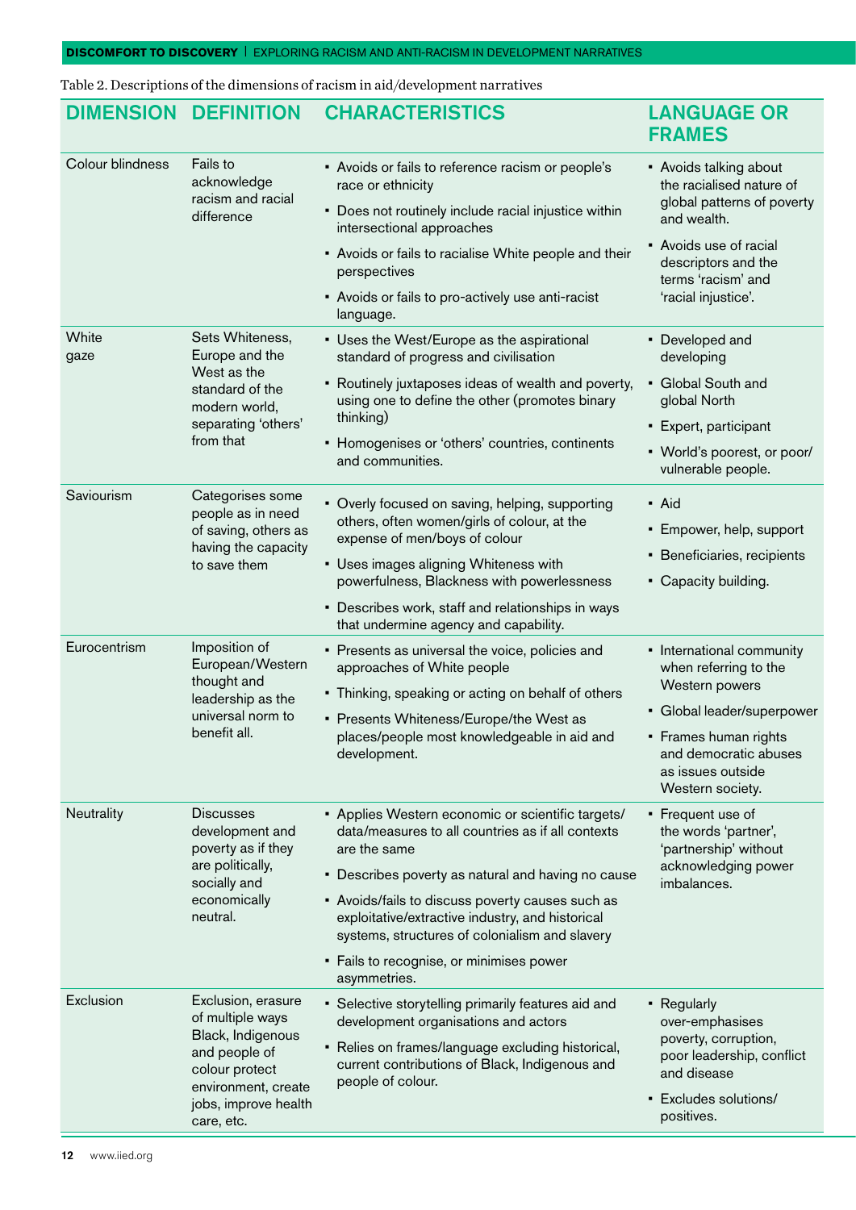Table 2. Descriptions of the dimensions of racism in aid/development narratives

| DIMENSION | DEFINITION | CHARACTERISTICS | LANGUAGE OR FRAMES |
|---|---|---|---|
| Colour blindness | Fails to acknowledge racism and racial difference | ▪ Avoids or fails to reference racism or people's race or ethnicity<br>▪ Does not routinely include racial injustice within intersectional approaches<br>▪ Avoids or fails to racialise White people and their perspectives<br>▪ Avoids or fails to pro-actively use anti-racist language. | ▪ Avoids talking about the racialised nature of global patterns of poverty and wealth.<br>▪ Avoids use of racial descriptors and the terms 'racism' and 'racial injustice'. |
| White gaze | Sets Whiteness, Europe and the West as the standard of the modern world, separating 'others' from that | ▪ Uses the West/Europe as the aspirational standard of progress and civilisation<br>▪ Routinely juxtaposes ideas of wealth and poverty, using one to define the other (promotes binary thinking)<br>▪ Homogenises or 'others' countries, continents and communities. | ▪ Developed and developing<br>▪ Global South and global North<br>▪ Expert, participant<br>▪ World's poorest, or poor/vulnerable people. |
| Saviourism | Categorises some people as in need of saving, others as having the capacity to save them | ▪ Overly focused on saving, helping, supporting others, often women/girls of colour, at the expense of men/boys of colour<br>▪ Uses images aligning Whiteness with powerfulness, Blackness with powerlessness<br>▪ Describes work, staff and relationships in ways that undermine agency and capability. | ▪ Aid<br>▪ Empower, help, support<br>▪ Beneficiaries, recipients<br>▪ Capacity building. |
| Eurocentrism | Imposition of European/Western thought and leadership as the universal norm to benefit all. | ▪ Presents as universal the voice, policies and approaches of White people<br>▪ Thinking, speaking or acting on behalf of others<br>▪ Presents Whiteness/Europe/the West as places/people most knowledgeable in aid and development. | ▪ International community when referring to the Western powers<br>▪ Global leader/superpower<br>▪ Frames human rights and democratic abuses as issues outside Western society. |
| Neutrality | Discusses development and poverty as if they are politically, socially and economically neutral. | ▪ Applies Western economic or scientific targets/data/measures to all countries as if all contexts are the same<br>▪ Describes poverty as natural and having no cause<br>▪ Avoids/fails to discuss poverty causes such as exploitative/extractive industry, and historical systems, structures of colonialism and slavery<br>▪ Fails to recognise, or minimises power asymmetries. | ▪ Frequent use of the words 'partner', 'partnership' without acknowledging power imbalances. |
| Exclusion | Exclusion, erasure of multiple ways Black, Indigenous and people of colour protect environment, create jobs, improve health care, etc. | ▪ Selective storytelling primarily features aid and development organisations and actors<br>▪ Relies on frames/language excluding historical, current contributions of Black, Indigenous and people of colour. | ▪ Regularly over-emphasises poverty, corruption, poor leadership, conflict and disease<br>▪ Excludes solutions/positives. |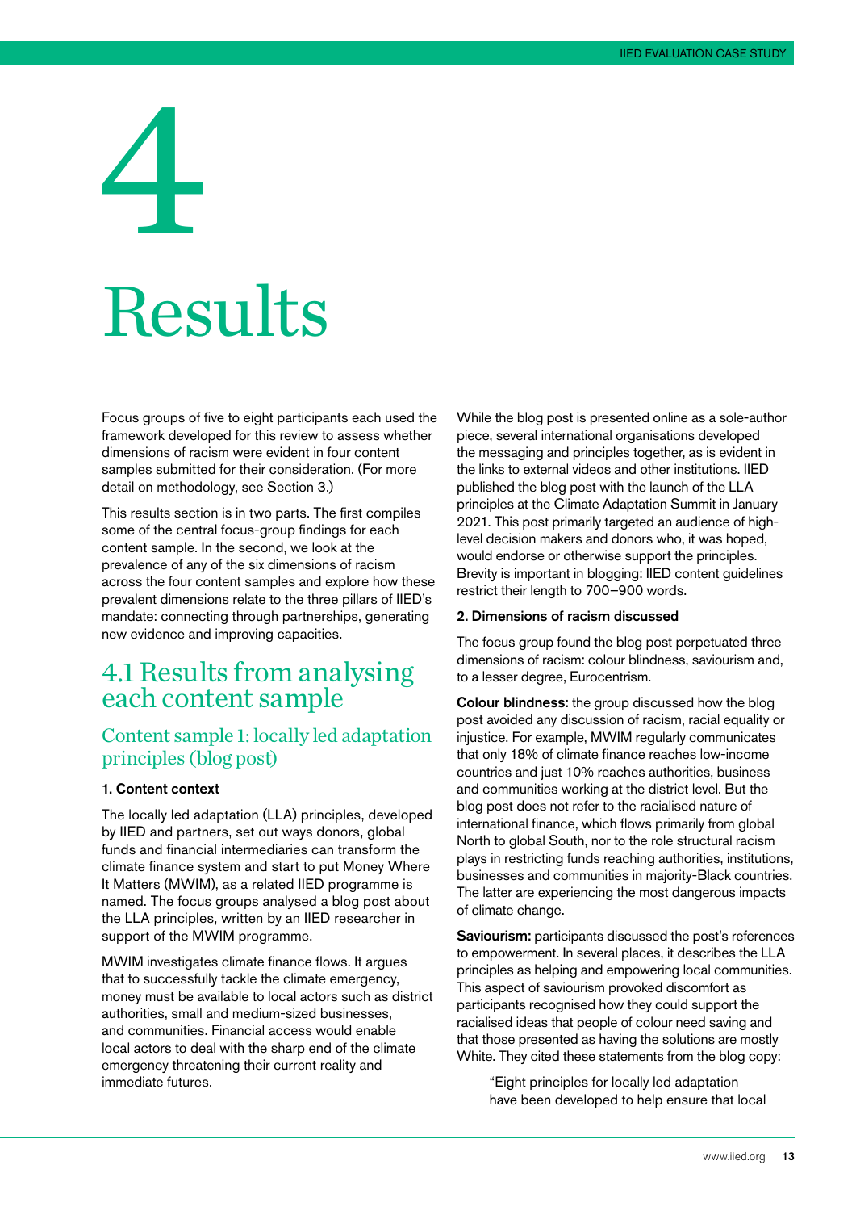# 4 Results

Focus groups of five to eight participants each used the framework developed for this review to assess whether dimensions of racism were evident in four content samples submitted for their consideration. (For more detail on methodology, see Section 3.)

This results section is in two parts. The first compiles some of the central focus-group findings for each content sample. In the second, we look at the prevalence of any of the six dimensions of racism across the four content samples and explore how these prevalent dimensions relate to the three pillars of IIED's mandate: connecting through partnerships, generating new evidence and improving capacities.

## 4.1 Results from analysing each content sample

### Content sample 1: locally led adaptation principles (blog post)

#### 1. Content context

The locally led adaptation (LLA) principles, developed by IIED and partners, set out ways donors, global funds and financial intermediaries can transform the climate finance system and start to put Money Where It Matters (MWIM), as a related IIED programme is named. The focus groups analysed a blog post about the LLA principles, written by an IIED researcher in support of the MWIM programme.

MWIM investigates climate finance flows. It argues that to successfully tackle the climate emergency, money must be available to local actors such as district authorities, small and medium-sized businesses, and communities. Financial access would enable local actors to deal with the sharp end of the climate emergency threatening their current reality and immediate futures.

While the blog post is presented online as a sole-author piece, several international organisations developed the messaging and principles together, as is evident in the links to external videos and other institutions. IIED published the blog post with the launch of the LLA principles at the Climate Adaptation Summit in January 2021. This post primarily targeted an audience of high-level decision makers and donors who, it was hoped, would endorse or otherwise support the principles. Brevity is important in blogging: IIED content guidelines restrict their length to 700–900 words.

#### 2. Dimensions of racism discussed

The focus group found the blog post perpetuated three dimensions of racism: colour blindness, saviourism and, to a lesser degree, Eurocentrism.

**Colour blindness:** the group discussed how the blog post avoided any discussion of racism, racial equality or injustice. For example, MWIM regularly communicates that only 18% of climate finance reaches low-income countries and just 10% reaches authorities, business and communities working at the district level. But the blog post does not refer to the racialised nature of international finance, which flows primarily from global North to global South, nor to the role structural racism plays in restricting funds reaching authorities, institutions, businesses and communities in majority-Black countries. The latter are experiencing the most dangerous impacts of climate change.

**Saviourism:** participants discussed the post's references to empowerment. In several places, it describes the LLA principles as helping and empowering local communities. This aspect of saviourism provoked discomfort as participants recognised how they could support the racialised ideas that people of colour need saving and that those presented as having the solutions are mostly White. They cited these statements from the blog copy:

> "Eight principles for locally led adaptation have been developed to help ensure that local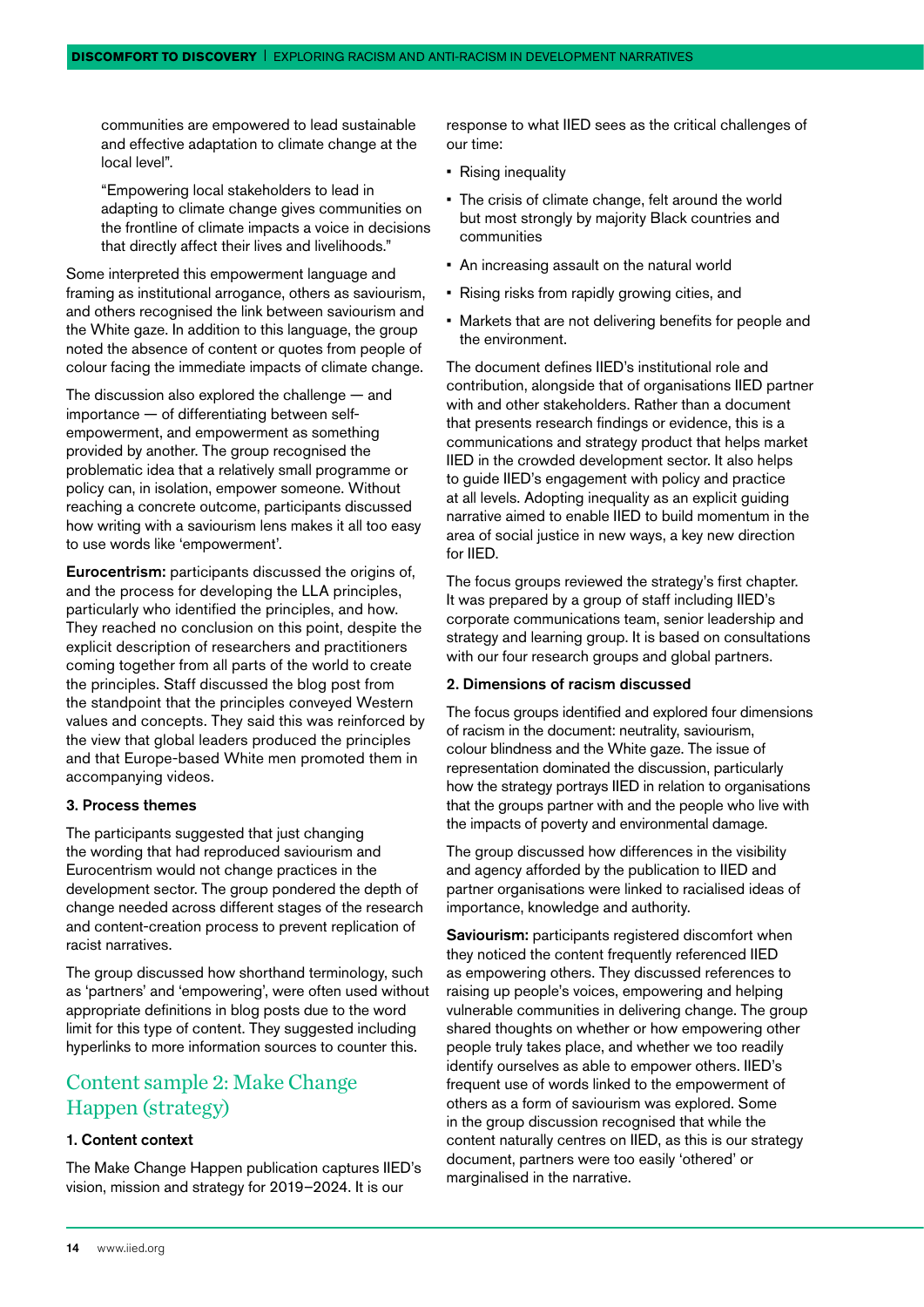communities are empowered to lead sustainable and effective adaptation to climate change at the local level".

"Empowering local stakeholders to lead in adapting to climate change gives communities on the frontline of climate impacts a voice in decisions that directly affect their lives and livelihoods."

Some interpreted this empowerment language and framing as institutional arrogance, others as saviourism, and others recognised the link between saviourism and the White gaze. In addition to this language, the group noted the absence of content or quotes from people of colour facing the immediate impacts of climate change.

The discussion also explored the challenge — and importance — of differentiating between self-empowerment, and empowerment as something provided by another. The group recognised the problematic idea that a relatively small programme or policy can, in isolation, empower someone. Without reaching a concrete outcome, participants discussed how writing with a saviourism lens makes it all too easy to use words like 'empowerment'.

**Eurocentrism:** participants discussed the origins of, and the process for developing the LLA principles, particularly who identified the principles, and how. They reached no conclusion on this point, despite the explicit description of researchers and practitioners coming together from all parts of the world to create the principles. Staff discussed the blog post from the standpoint that the principles conveyed Western values and concepts. They said this was reinforced by the view that global leaders produced the principles and that Europe-based White men promoted them in accompanying videos.

**3. Process themes**

The participants suggested that just changing the wording that had reproduced saviourism and Eurocentrism would not change practices in the development sector. The group pondered the depth of change needed across different stages of the research and content-creation process to prevent replication of racist narratives.

The group discussed how shorthand terminology, such as 'partners' and 'empowering', were often used without appropriate definitions in blog posts due to the word limit for this type of content. They suggested including hyperlinks to more information sources to counter this.

## Content sample 2: Make Change Happen (strategy)

**1. Content context**

The Make Change Happen publication captures IIED's vision, mission and strategy for 2019–2024. It is our response to what IIED sees as the critical challenges of our time:

- Rising inequality
- The crisis of climate change, felt around the world but most strongly by majority Black countries and communities
- An increasing assault on the natural world
- Rising risks from rapidly growing cities, and
- Markets that are not delivering benefits for people and the environment.

The document defines IIED's institutional role and contribution, alongside that of organisations IIED partner with and other stakeholders. Rather than a document that presents research findings or evidence, this is a communications and strategy product that helps market IIED in the crowded development sector. It also helps to guide IIED's engagement with policy and practice at all levels. Adopting inequality as an explicit guiding narrative aimed to enable IIED to build momentum in the area of social justice in new ways, a key new direction for IIED.

The focus groups reviewed the strategy's first chapter. It was prepared by a group of staff including IIED's corporate communications team, senior leadership and strategy and learning group. It is based on consultations with our four research groups and global partners.

**2. Dimensions of racism discussed**

The focus groups identified and explored four dimensions of racism in the document: neutrality, saviourism, colour blindness and the White gaze. The issue of representation dominated the discussion, particularly how the strategy portrays IIED in relation to organisations that the groups partner with and the people who live with the impacts of poverty and environmental damage.

The group discussed how differences in the visibility and agency afforded by the publication to IIED and partner organisations were linked to racialised ideas of importance, knowledge and authority.

**Saviourism:** participants registered discomfort when they noticed the content frequently referenced IIED as empowering others. They discussed references to raising up people's voices, empowering and helping vulnerable communities in delivering change. The group shared thoughts on whether or how empowering other people truly takes place, and whether we too readily identify ourselves as able to empower others. IIED's frequent use of words linked to the empowerment of others as a form of saviourism was explored. Some in the group discussion recognised that while the content naturally centres on IIED, as this is our strategy document, partners were too easily 'othered' or marginalised in the narrative.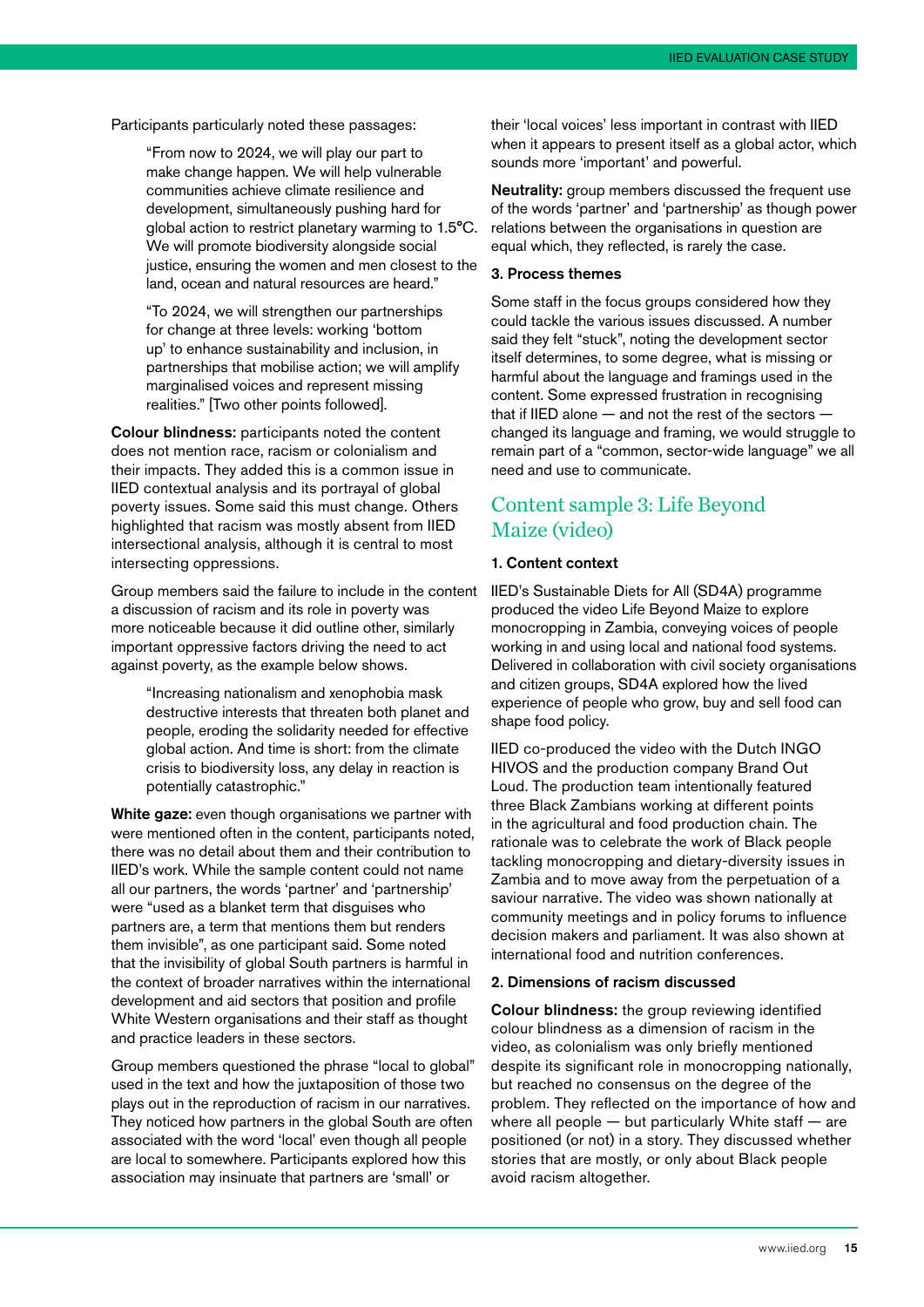Participants particularly noted these passages:

> "From now to 2024, we will play our part to make change happen. We will help vulnerable communities achieve climate resilience and development, simultaneously pushing hard for global action to restrict planetary warming to 1.5°C. We will promote biodiversity alongside social justice, ensuring the women and men closest to the land, ocean and natural resources are heard."

> "To 2024, we will strengthen our partnerships for change at three levels: working 'bottom up' to enhance sustainability and inclusion, in partnerships that mobilise action; we will amplify marginalised voices and represent missing realities." [Two other points followed].

**Colour blindness:** participants noted the content does not mention race, racism or colonialism and their impacts. They added this is a common issue in IIED contextual analysis and its portrayal of global poverty issues. Some said this must change. Others highlighted that racism was mostly absent from IIED intersectional analysis, although it is central to most intersecting oppressions.

Group members said the failure to include in the content a discussion of racism and its role in poverty was more noticeable because it did outline other, similarly important oppressive factors driving the need to act against poverty, as the example below shows.

> "Increasing nationalism and xenophobia mask destructive interests that threaten both planet and people, eroding the solidarity needed for effective global action. And time is short: from the climate crisis to biodiversity loss, any delay in reaction is potentially catastrophic."

**White gaze:** even though organisations we partner with were mentioned often in the content, participants noted, there was no detail about them and their contribution to IIED's work. While the sample content could not name all our partners, the words 'partner' and 'partnership' were "used as a blanket term that disguises who partners are, a term that mentions them but renders them invisible", as one participant said. Some noted that the invisibility of global South partners is harmful in the context of broader narratives within the international development and aid sectors that position and profile White Western organisations and their staff as thought and practice leaders in these sectors.

Group members questioned the phrase "local to global" used in the text and how the juxtaposition of those two plays out in the reproduction of racism in our narratives. They noticed how partners in the global South are often associated with the word 'local' even though all people are local to somewhere. Participants explored how this association may insinuate that partners are 'small' or their 'local voices' less important in contrast with IIED when it appears to present itself as a global actor, which sounds more 'important' and powerful.

**Neutrality:** group members discussed the frequent use of the words 'partner' and 'partnership' as though power relations between the organisations in question are equal which, they reflected, is rarely the case.

#### 3. Process themes

Some staff in the focus groups considered how they could tackle the various issues discussed. A number said they felt "stuck", noting the development sector itself determines, to some degree, what is missing or harmful about the language and framings used in the content. Some expressed frustration in recognising that if IIED alone — and not the rest of the sectors — changed its language and framing, we would struggle to remain part of a "common, sector-wide language" we all need and use to communicate.

## Content sample 3: Life Beyond Maize (video)

#### 1. Content context

IIED's Sustainable Diets for All (SD4A) programme produced the video Life Beyond Maize to explore monocropping in Zambia, conveying voices of people working in and using local and national food systems. Delivered in collaboration with civil society organisations and citizen groups, SD4A explored how the lived experience of people who grow, buy and sell food can shape food policy.

IIED co-produced the video with the Dutch INGO HIVOS and the production company Brand Out Loud. The production team intentionally featured three Black Zambians working at different points in the agricultural and food production chain. The rationale was to celebrate the work of Black people tackling monocropping and dietary-diversity issues in Zambia and to move away from the perpetuation of a saviour narrative. The video was shown nationally at community meetings and in policy forums to influence decision makers and parliament. It was also shown at international food and nutrition conferences.

#### 2. Dimensions of racism discussed

**Colour blindness:** the group reviewing identified colour blindness as a dimension of racism in the video, as colonialism was only briefly mentioned despite its significant role in monocropping nationally, but reached no consensus on the degree of the problem. They reflected on the importance of how and where all people — but particularly White staff — are positioned (or not) in a story. They discussed whether stories that are mostly, or only about Black people avoid racism altogether.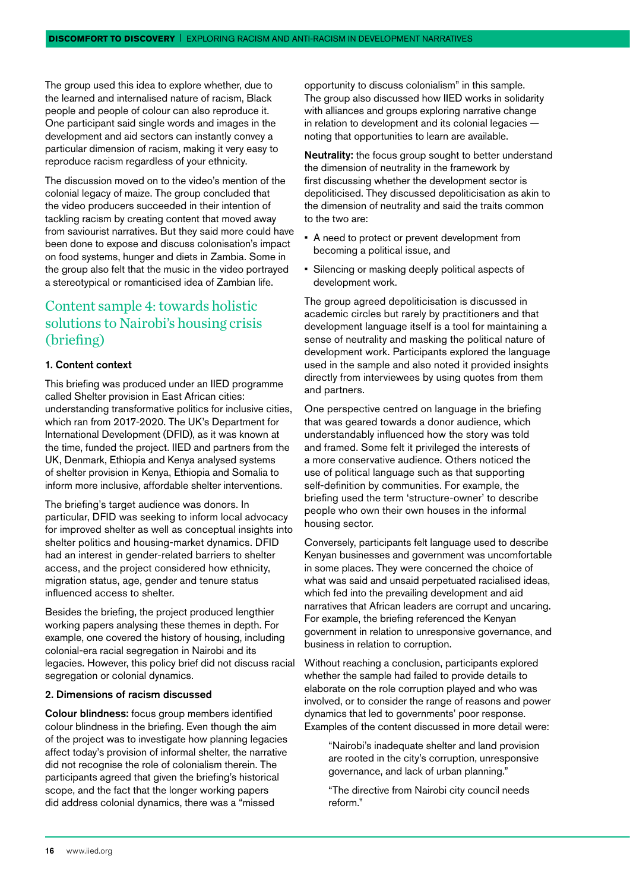The group used this idea to explore whether, due to the learned and internalised nature of racism, Black people and people of colour can also reproduce it. One participant said single words and images in the development and aid sectors can instantly convey a particular dimension of racism, making it very easy to reproduce racism regardless of your ethnicity.

The discussion moved on to the video's mention of the colonial legacy of maize. The group concluded that the video producers succeeded in their intention of tackling racism by creating content that moved away from saviourist narratives. But they said more could have been done to expose and discuss colonisation's impact on food systems, hunger and diets in Zambia. Some in the group also felt that the music in the video portrayed a stereotypical or romanticised idea of Zambian life.

## Content sample 4: towards holistic solutions to Nairobi's housing crisis (briefing)

### 1. Content context

This briefing was produced under an IIED programme called Shelter provision in East African cities: understanding transformative politics for inclusive cities, which ran from 2017-2020. The UK's Department for International Development (DFID), as it was known at the time, funded the project. IIED and partners from the UK, Denmark, Ethiopia and Kenya analysed systems of shelter provision in Kenya, Ethiopia and Somalia to inform more inclusive, affordable shelter interventions.

The briefing's target audience was donors. In particular, DFID was seeking to inform local advocacy for improved shelter as well as conceptual insights into shelter politics and housing-market dynamics. DFID had an interest in gender-related barriers to shelter access, and the project considered how ethnicity, migration status, age, gender and tenure status influenced access to shelter.

Besides the briefing, the project produced lengthier working papers analysing these themes in depth. For example, one covered the history of housing, including colonial-era racial segregation in Nairobi and its legacies. However, this policy brief did not discuss racial segregation or colonial dynamics.

### 2. Dimensions of racism discussed

**Colour blindness:** focus group members identified colour blindness in the briefing. Even though the aim of the project was to investigate how planning legacies affect today's provision of informal shelter, the narrative did not recognise the role of colonialism therein. The participants agreed that given the briefing's historical scope, and the fact that the longer working papers did address colonial dynamics, there was a "missed opportunity to discuss colonialism" in this sample. The group also discussed how IIED works in solidarity with alliances and groups exploring narrative change in relation to development and its colonial legacies — noting that opportunities to learn are available.

**Neutrality:** the focus group sought to better understand the dimension of neutrality in the framework by first discussing whether the development sector is depoliticised. They discussed depoliticisation as akin to the dimension of neutrality and said the traits common to the two are:

- A need to protect or prevent development from becoming a political issue, and
- Silencing or masking deeply political aspects of development work.

The group agreed depoliticisation is discussed in academic circles but rarely by practitioners and that development language itself is a tool for maintaining a sense of neutrality and masking the political nature of development work. Participants explored the language used in the sample and also noted it provided insights directly from interviewees by using quotes from them and partners.

One perspective centred on language in the briefing that was geared towards a donor audience, which understandably influenced how the story was told and framed. Some felt it privileged the interests of a more conservative audience. Others noticed the use of political language such as that supporting self-definition by communities. For example, the briefing used the term 'structure-owner' to describe people who own their own houses in the informal housing sector.

Conversely, participants felt language used to describe Kenyan businesses and government was uncomfortable in some places. They were concerned the choice of what was said and unsaid perpetuated racialised ideas, which fed into the prevailing development and aid narratives that African leaders are corrupt and uncaring. For example, the briefing referenced the Kenyan government in relation to unresponsive governance, and business in relation to corruption.

Without reaching a conclusion, participants explored whether the sample had failed to provide details to elaborate on the role corruption played and who was involved, or to consider the range of reasons and power dynamics that led to governments' poor response. Examples of the content discussed in more detail were:

> "Nairobi's inadequate shelter and land provision are rooted in the city's corruption, unresponsive governance, and lack of urban planning."
>
> "The directive from Nairobi city council needs reform."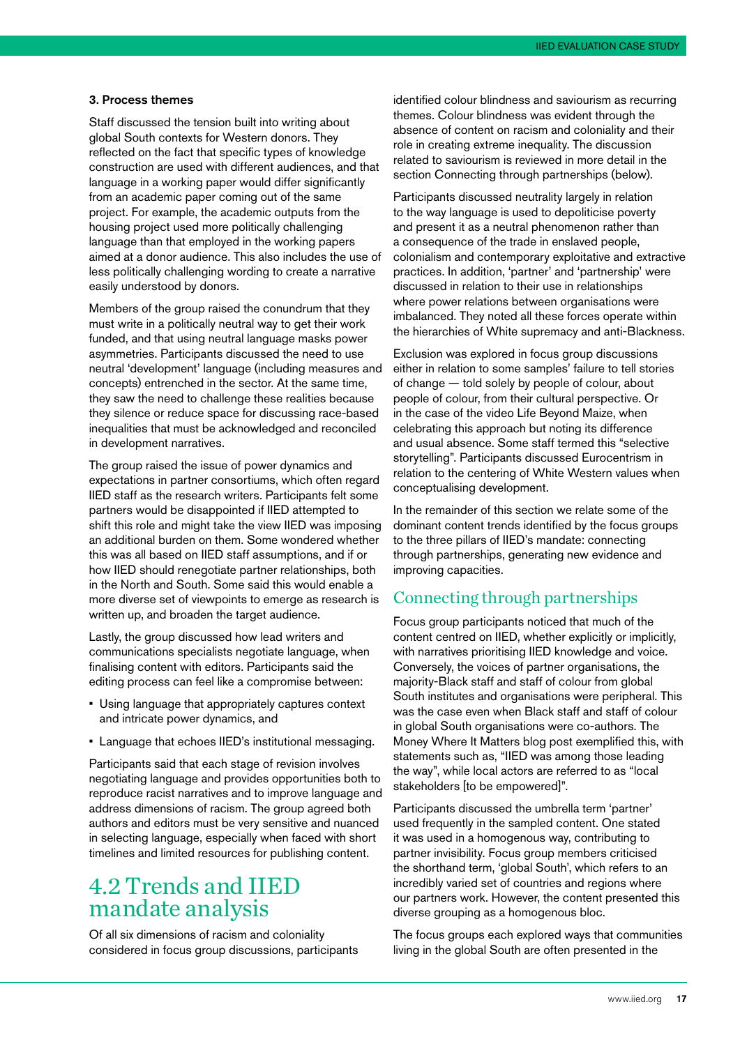### 3. Process themes

Staff discussed the tension built into writing about global South contexts for Western donors. They reflected on the fact that specific types of knowledge construction are used with different audiences, and that language in a working paper would differ significantly from an academic paper coming out of the same project. For example, the academic outputs from the housing project used more politically challenging language than that employed in the working papers aimed at a donor audience. This also includes the use of less politically challenging wording to create a narrative easily understood by donors.

Members of the group raised the conundrum that they must write in a politically neutral way to get their work funded, and that using neutral language masks power asymmetries. Participants discussed the need to use neutral 'development' language (including measures and concepts) entrenched in the sector. At the same time, they saw the need to challenge these realities because they silence or reduce space for discussing race-based inequalities that must be acknowledged and reconciled in development narratives.

The group raised the issue of power dynamics and expectations in partner consortiums, which often regard IIED staff as the research writers. Participants felt some partners would be disappointed if IIED attempted to shift this role and might take the view IIED was imposing an additional burden on them. Some wondered whether this was all based on IIED staff assumptions, and if or how IIED should renegotiate partner relationships, both in the North and South. Some said this would enable a more diverse set of viewpoints to emerge as research is written up, and broaden the target audience.

Lastly, the group discussed how lead writers and communications specialists negotiate language, when finalising content with editors. Participants said the editing process can feel like a compromise between:

- Using language that appropriately captures context and intricate power dynamics, and
- Language that echoes IIED's institutional messaging.

Participants said that each stage of revision involves negotiating language and provides opportunities both to reproduce racist narratives and to improve language and address dimensions of racism. The group agreed both authors and editors must be very sensitive and nuanced in selecting language, especially when faced with short timelines and limited resources for publishing content.

## 4.2 Trends and IIED mandate analysis

Of all six dimensions of racism and coloniality considered in focus group discussions, participants identified colour blindness and saviourism as recurring themes. Colour blindness was evident through the absence of content on racism and coloniality and their role in creating extreme inequality. The discussion related to saviourism is reviewed in more detail in the section Connecting through partnerships (below).

Participants discussed neutrality largely in relation to the way language is used to depoliticise poverty and present it as a neutral phenomenon rather than a consequence of the trade in enslaved people, colonialism and contemporary exploitative and extractive practices. In addition, 'partner' and 'partnership' were discussed in relation to their use in relationships where power relations between organisations were imbalanced. They noted all these forces operate within the hierarchies of White supremacy and anti-Blackness.

Exclusion was explored in focus group discussions either in relation to some samples' failure to tell stories of change — told solely by people of colour, about people of colour, from their cultural perspective. Or in the case of the video Life Beyond Maize, when celebrating this approach but noting its difference and usual absence. Some staff termed this "selective storytelling". Participants discussed Eurocentrism in relation to the centering of White Western values when conceptualising development.

In the remainder of this section we relate some of the dominant content trends identified by the focus groups to the three pillars of IIED's mandate: connecting through partnerships, generating new evidence and improving capacities.

### Connecting through partnerships

Focus group participants noticed that much of the content centred on IIED, whether explicitly or implicitly, with narratives prioritising IIED knowledge and voice. Conversely, the voices of partner organisations, the majority-Black staff and staff of colour from global South institutes and organisations were peripheral. This was the case even when Black staff and staff of colour in global South organisations were co-authors. The Money Where It Matters blog post exemplified this, with statements such as, "IIED was among those leading the way", while local actors are referred to as "local stakeholders [to be empowered]".

Participants discussed the umbrella term 'partner' used frequently in the sampled content. One stated it was used in a homogenous way, contributing to partner invisibility. Focus group members criticised the shorthand term, 'global South', which refers to an incredibly varied set of countries and regions where our partners work. However, the content presented this diverse grouping as a homogenous bloc.

The focus groups each explored ways that communities living in the global South are often presented in the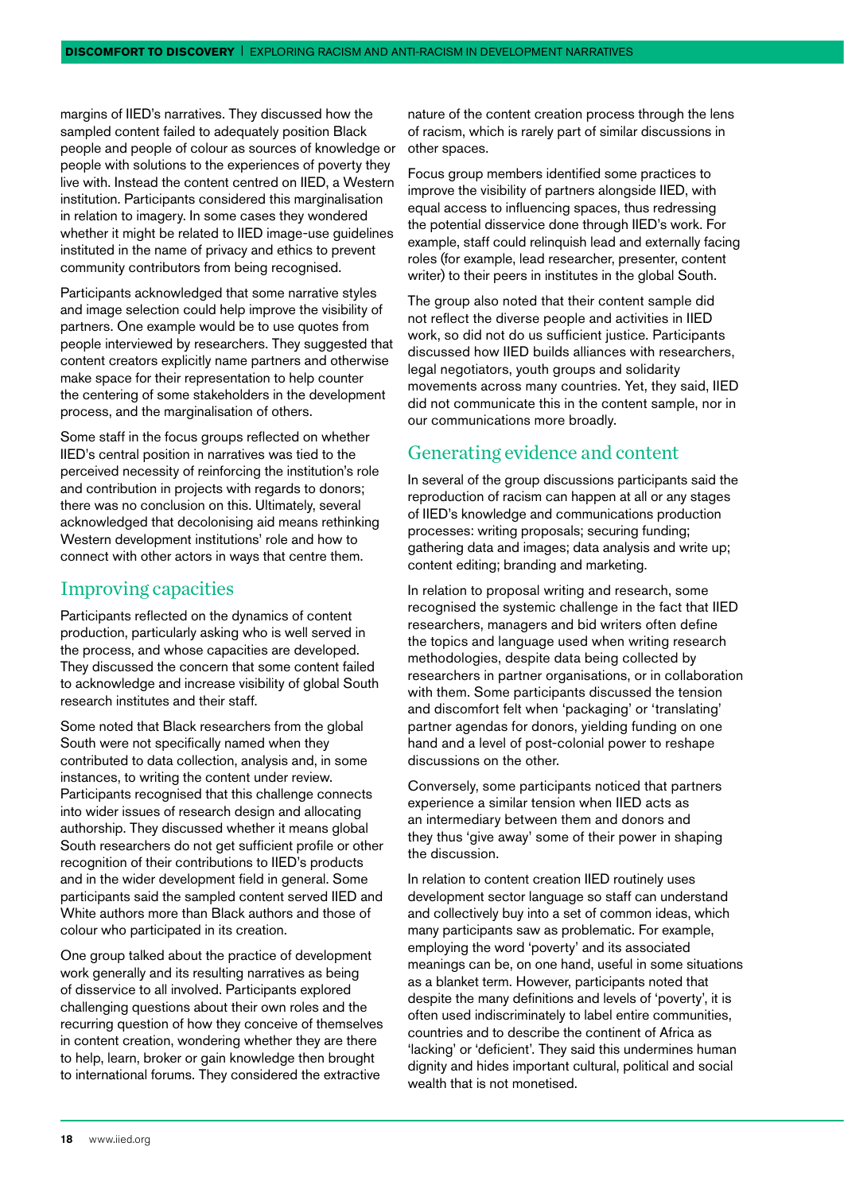margins of IIED's narratives. They discussed how the sampled content failed to adequately position Black people and people of colour as sources of knowledge or people with solutions to the experiences of poverty they live with. Instead the content centred on IIED, a Western institution. Participants considered this marginalisation in relation to imagery. In some cases they wondered whether it might be related to IIED image-use guidelines instituted in the name of privacy and ethics to prevent community contributors from being recognised.

Participants acknowledged that some narrative styles and image selection could help improve the visibility of partners. One example would be to use quotes from people interviewed by researchers. They suggested that content creators explicitly name partners and otherwise make space for their representation to help counter the centering of some stakeholders in the development process, and the marginalisation of others.

Some staff in the focus groups reflected on whether IIED's central position in narratives was tied to the perceived necessity of reinforcing the institution's role and contribution in projects with regards to donors; there was no conclusion on this. Ultimately, several acknowledged that decolonising aid means rethinking Western development institutions' role and how to connect with other actors in ways that centre them.

## Improving capacities

Participants reflected on the dynamics of content production, particularly asking who is well served in the process, and whose capacities are developed. They discussed the concern that some content failed to acknowledge and increase visibility of global South research institutes and their staff.

Some noted that Black researchers from the global South were not specifically named when they contributed to data collection, analysis and, in some instances, to writing the content under review. Participants recognised that this challenge connects into wider issues of research design and allocating authorship. They discussed whether it means global South researchers do not get sufficient profile or other recognition of their contributions to IIED's products and in the wider development field in general. Some participants said the sampled content served IIED and White authors more than Black authors and those of colour who participated in its creation.

One group talked about the practice of development work generally and its resulting narratives as being of disservice to all involved. Participants explored challenging questions about their own roles and the recurring question of how they conceive of themselves in content creation, wondering whether they are there to help, learn, broker or gain knowledge then brought to international forums. They considered the extractive nature of the content creation process through the lens of racism, which is rarely part of similar discussions in other spaces.

Focus group members identified some practices to improve the visibility of partners alongside IIED, with equal access to influencing spaces, thus redressing the potential disservice done through IIED's work. For example, staff could relinquish lead and externally facing roles (for example, lead researcher, presenter, content writer) to their peers in institutes in the global South.

The group also noted that their content sample did not reflect the diverse people and activities in IIED work, so did not do us sufficient justice. Participants discussed how IIED builds alliances with researchers, legal negotiators, youth groups and solidarity movements across many countries. Yet, they said, IIED did not communicate this in the content sample, nor in our communications more broadly.

## Generating evidence and content

In several of the group discussions participants said the reproduction of racism can happen at all or any stages of IIED's knowledge and communications production processes: writing proposals; securing funding; gathering data and images; data analysis and write up; content editing; branding and marketing.

In relation to proposal writing and research, some recognised the systemic challenge in the fact that IIED researchers, managers and bid writers often define the topics and language used when writing research methodologies, despite data being collected by researchers in partner organisations, or in collaboration with them. Some participants discussed the tension and discomfort felt when 'packaging' or 'translating' partner agendas for donors, yielding funding on one hand and a level of post-colonial power to reshape discussions on the other.

Conversely, some participants noticed that partners experience a similar tension when IIED acts as an intermediary between them and donors and they thus 'give away' some of their power in shaping the discussion.

In relation to content creation IIED routinely uses development sector language so staff can understand and collectively buy into a set of common ideas, which many participants saw as problematic. For example, employing the word 'poverty' and its associated meanings can be, on one hand, useful in some situations as a blanket term. However, participants noted that despite the many definitions and levels of 'poverty', it is often used indiscriminately to label entire communities, countries and to describe the continent of Africa as 'lacking' or 'deficient'. They said this undermines human dignity and hides important cultural, political and social wealth that is not monetised.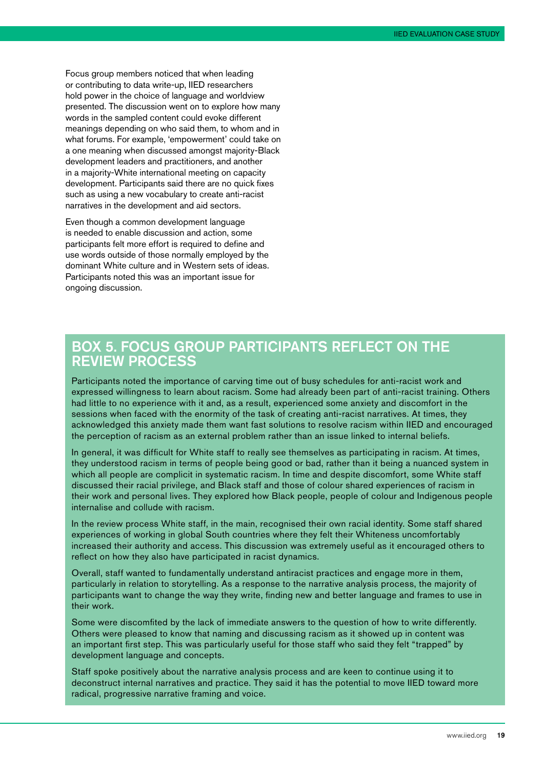Focus group members noticed that when leading or contributing to data write-up, IIED researchers hold power in the choice of language and worldview presented. The discussion went on to explore how many words in the sampled content could evoke different meanings depending on who said them, to whom and in what forums. For example, 'empowerment' could take on a one meaning when discussed amongst majority-Black development leaders and practitioners, and another in a majority-White international meeting on capacity development. Participants said there are no quick fixes such as using a new vocabulary to create anti-racist narratives in the development and aid sectors.

Even though a common development language is needed to enable discussion and action, some participants felt more effort is required to define and use words outside of those normally employed by the dominant White culture and in Western sets of ideas. Participants noted this was an important issue for ongoing discussion.

## BOX 5. FOCUS GROUP PARTICIPANTS REFLECT ON THE REVIEW PROCESS

Participants noted the importance of carving time out of busy schedules for anti-racist work and expressed willingness to learn about racism. Some had already been part of anti-racist training. Others had little to no experience with it and, as a result, experienced some anxiety and discomfort in the sessions when faced with the enormity of the task of creating anti-racist narratives. At times, they acknowledged this anxiety made them want fast solutions to resolve racism within IIED and encouraged the perception of racism as an external problem rather than an issue linked to internal beliefs.

In general, it was difficult for White staff to really see themselves as participating in racism. At times, they understood racism in terms of people being good or bad, rather than it being a nuanced system in which all people are complicit in systematic racism. In time and despite discomfort, some White staff discussed their racial privilege, and Black staff and those of colour shared experiences of racism in their work and personal lives. They explored how Black people, people of colour and Indigenous people internalise and collude with racism.

In the review process White staff, in the main, recognised their own racial identity. Some staff shared experiences of working in global South countries where they felt their Whiteness uncomfortably increased their authority and access. This discussion was extremely useful as it encouraged others to reflect on how they also have participated in racist dynamics.

Overall, staff wanted to fundamentally understand antiracist practices and engage more in them, particularly in relation to storytelling. As a response to the narrative analysis process, the majority of participants want to change the way they write, finding new and better language and frames to use in their work.

Some were discomfited by the lack of immediate answers to the question of how to write differently. Others were pleased to know that naming and discussing racism as it showed up in content was an important first step. This was particularly useful for those staff who said they felt "trapped" by development language and concepts.

Staff spoke positively about the narrative analysis process and are keen to continue using it to deconstruct internal narratives and practice. They said it has the potential to move IIED toward more radical, progressive narrative framing and voice.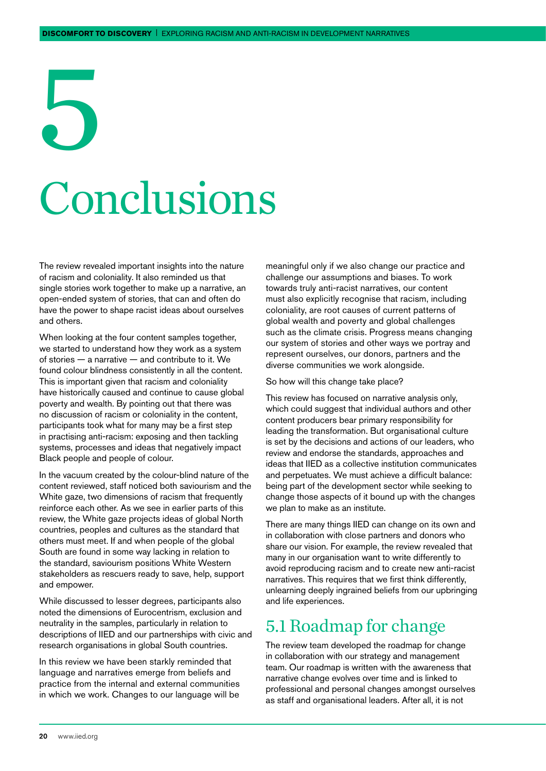# 5 Conclusions

The review revealed important insights into the nature of racism and coloniality. It also reminded us that single stories work together to make up a narrative, an open-ended system of stories, that can and often do have the power to shape racist ideas about ourselves and others.

When looking at the four content samples together, we started to understand how they work as a system of stories — a narrative — and contribute to it. We found colour blindness consistently in all the content. This is important given that racism and coloniality have historically caused and continue to cause global poverty and wealth. By pointing out that there was no discussion of racism or coloniality in the content, participants took what for many may be a first step in practising anti-racism: exposing and then tackling systems, processes and ideas that negatively impact Black people and people of colour.

In the vacuum created by the colour-blind nature of the content reviewed, staff noticed both saviourism and the White gaze, two dimensions of racism that frequently reinforce each other. As we see in earlier parts of this review, the White gaze projects ideas of global North countries, peoples and cultures as the standard that others must meet. If and when people of the global South are found in some way lacking in relation to the standard, saviourism positions White Western stakeholders as rescuers ready to save, help, support and empower.

While discussed to lesser degrees, participants also noted the dimensions of Eurocentrism, exclusion and neutrality in the samples, particularly in relation to descriptions of IIED and our partnerships with civic and research organisations in global South countries.

In this review we have been starkly reminded that language and narratives emerge from beliefs and practice from the internal and external communities in which we work. Changes to our language will be meaningful only if we also change our practice and challenge our assumptions and biases. To work towards truly anti-racist narratives, our content must also explicitly recognise that racism, including coloniality, are root causes of current patterns of global wealth and poverty and global challenges such as the climate crisis. Progress means changing our system of stories and other ways we portray and represent ourselves, our donors, partners and the diverse communities we work alongside.

So how will this change take place?

This review has focused on narrative analysis only, which could suggest that individual authors and other content producers bear primary responsibility for leading the transformation. But organisational culture is set by the decisions and actions of our leaders, who review and endorse the standards, approaches and ideas that IIED as a collective institution communicates and perpetuates. We must achieve a difficult balance: being part of the development sector while seeking to change those aspects of it bound up with the changes we plan to make as an institute.

There are many things IIED can change on its own and in collaboration with close partners and donors who share our vision. For example, the review revealed that many in our organisation want to write differently to avoid reproducing racism and to create new anti-racist narratives. This requires that we first think differently, unlearning deeply ingrained beliefs from our upbringing and life experiences.

## 5.1 Roadmap for change

The review team developed the roadmap for change in collaboration with our strategy and management team. Our roadmap is written with the awareness that narrative change evolves over time and is linked to professional and personal changes amongst ourselves as staff and organisational leaders. After all, it is not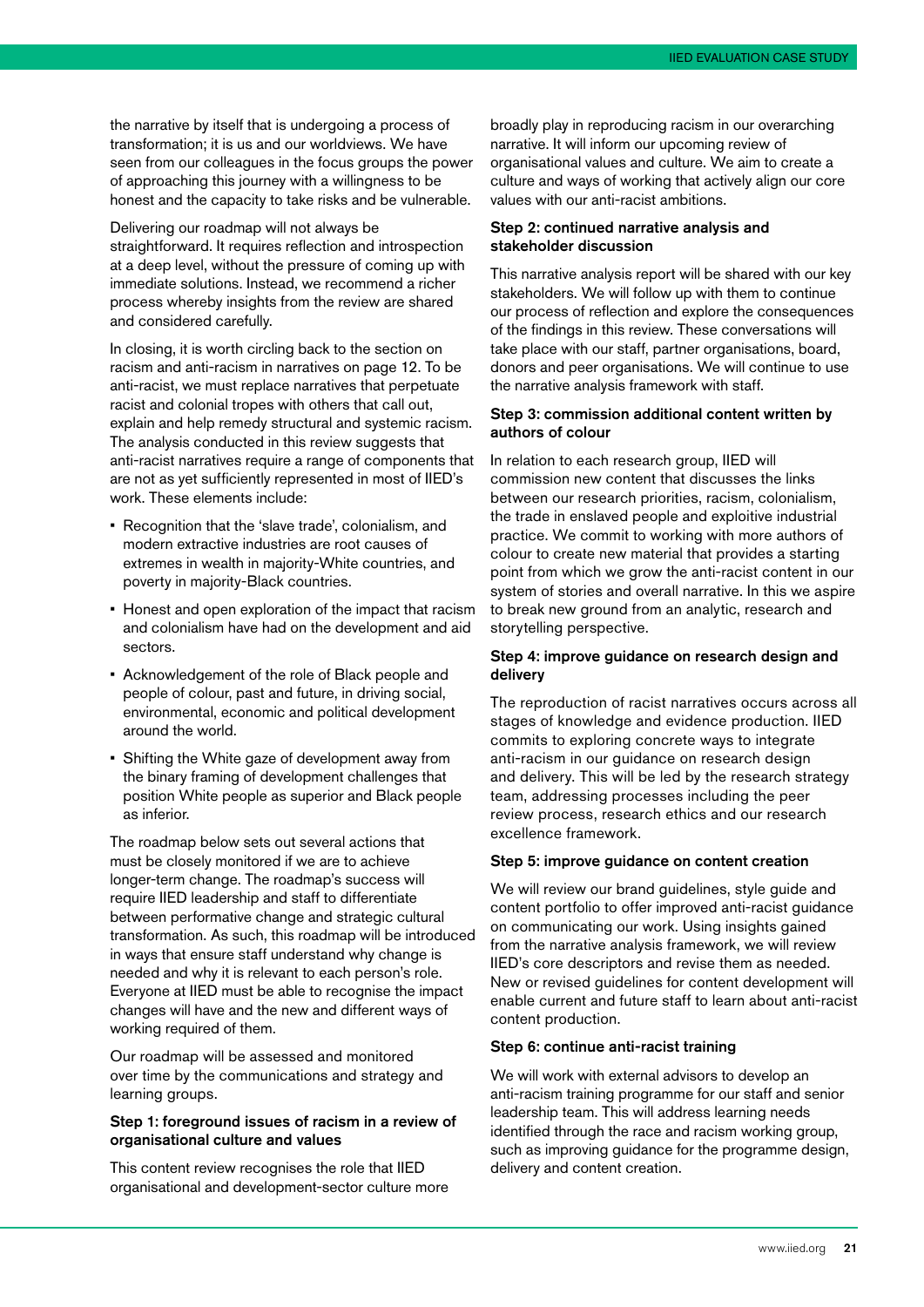the narrative by itself that is undergoing a process of transformation; it is us and our worldviews. We have seen from our colleagues in the focus groups the power of approaching this journey with a willingness to be honest and the capacity to take risks and be vulnerable.

Delivering our roadmap will not always be straightforward. It requires reflection and introspection at a deep level, without the pressure of coming up with immediate solutions. Instead, we recommend a richer process whereby insights from the review are shared and considered carefully.

In closing, it is worth circling back to the section on racism and anti-racism in narratives on page 12. To be anti-racist, we must replace narratives that perpetuate racist and colonial tropes with others that call out, explain and help remedy structural and systemic racism. The analysis conducted in this review suggests that anti-racist narratives require a range of components that are not as yet sufficiently represented in most of IIED's work. These elements include:

- Recognition that the 'slave trade', colonialism, and modern extractive industries are root causes of extremes in wealth in majority-White countries, and poverty in majority-Black countries.
- Honest and open exploration of the impact that racism and colonialism have had on the development and aid sectors.
- Acknowledgement of the role of Black people and people of colour, past and future, in driving social, environmental, economic and political development around the world.
- Shifting the White gaze of development away from the binary framing of development challenges that position White people as superior and Black people as inferior.

The roadmap below sets out several actions that must be closely monitored if we are to achieve longer-term change. The roadmap's success will require IIED leadership and staff to differentiate between performative change and strategic cultural transformation. As such, this roadmap will be introduced in ways that ensure staff understand why change is needed and why it is relevant to each person's role. Everyone at IIED must be able to recognise the impact changes will have and the new and different ways of working required of them.

Our roadmap will be assessed and monitored over time by the communications and strategy and learning groups.

#### Step 1: foreground issues of racism in a review of organisational culture and values

This content review recognises the role that IIED organisational and development-sector culture more broadly play in reproducing racism in our overarching narrative. It will inform our upcoming review of organisational values and culture. We aim to create a culture and ways of working that actively align our core values with our anti-racist ambitions.

#### Step 2: continued narrative analysis and stakeholder discussion

This narrative analysis report will be shared with our key stakeholders. We will follow up with them to continue our process of reflection and explore the consequences of the findings in this review. These conversations will take place with our staff, partner organisations, board, donors and peer organisations. We will continue to use the narrative analysis framework with staff.

#### Step 3: commission additional content written by authors of colour

In relation to each research group, IIED will commission new content that discusses the links between our research priorities, racism, colonialism, the trade in enslaved people and exploitive industrial practice. We commit to working with more authors of colour to create new material that provides a starting point from which we grow the anti-racist content in our system of stories and overall narrative. In this we aspire to break new ground from an analytic, research and storytelling perspective.

#### Step 4: improve guidance on research design and delivery

The reproduction of racist narratives occurs across all stages of knowledge and evidence production. IIED commits to exploring concrete ways to integrate anti-racism in our guidance on research design and delivery. This will be led by the research strategy team, addressing processes including the peer review process, research ethics and our research excellence framework.

#### Step 5: improve guidance on content creation

We will review our brand guidelines, style guide and content portfolio to offer improved anti-racist guidance on communicating our work. Using insights gained from the narrative analysis framework, we will review IIED's core descriptors and revise them as needed. New or revised guidelines for content development will enable current and future staff to learn about anti-racist content production.

#### Step 6: continue anti-racist training

We will work with external advisors to develop an anti-racism training programme for our staff and senior leadership team. This will address learning needs identified through the race and racism working group, such as improving guidance for the programme design, delivery and content creation.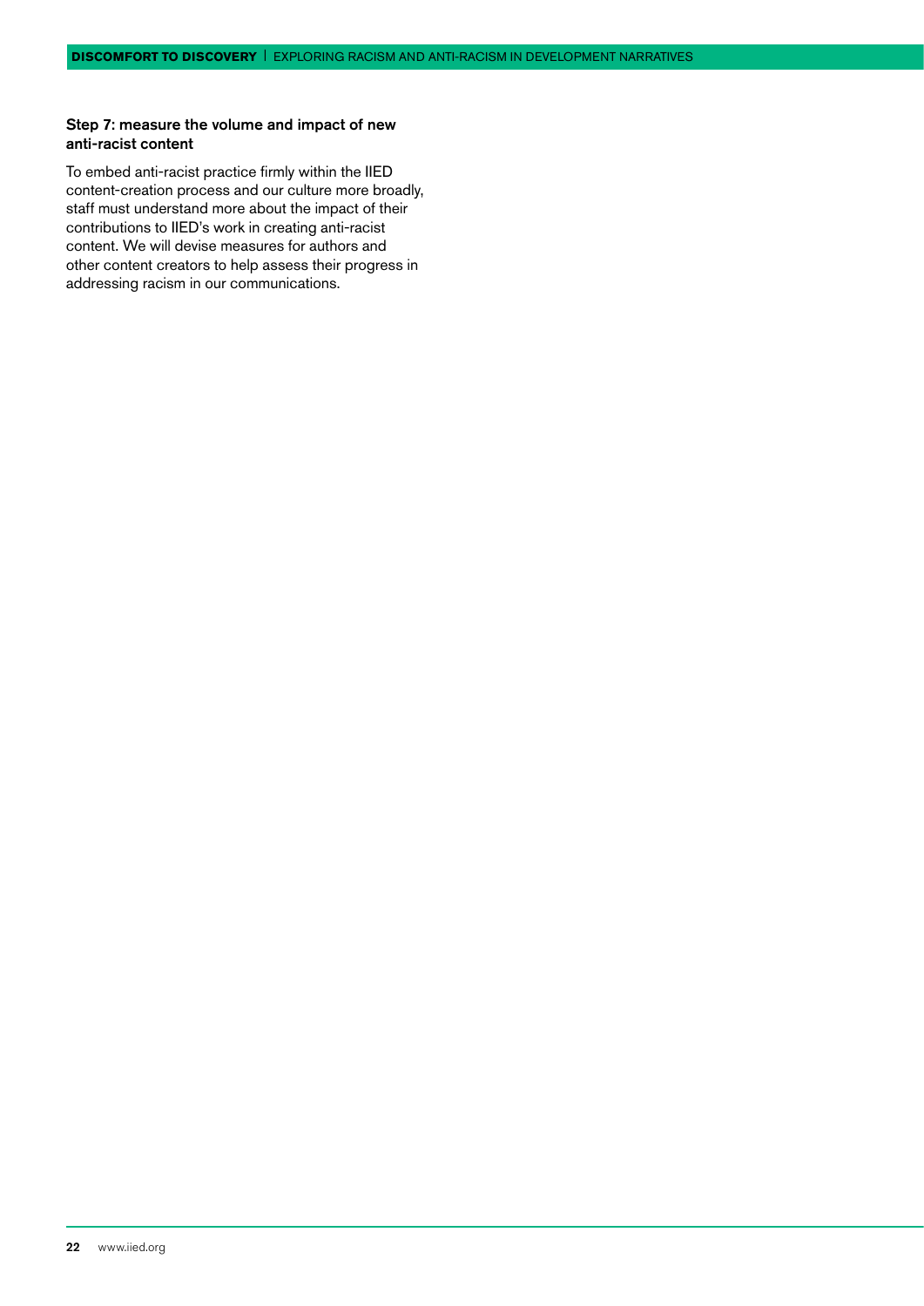### Step 7: measure the volume and impact of new anti-racist content

To embed anti-racist practice firmly within the IIED content-creation process and our culture more broadly, staff must understand more about the impact of their contributions to IIED's work in creating anti-racist content. We will devise measures for authors and other content creators to help assess their progress in addressing racism in our communications.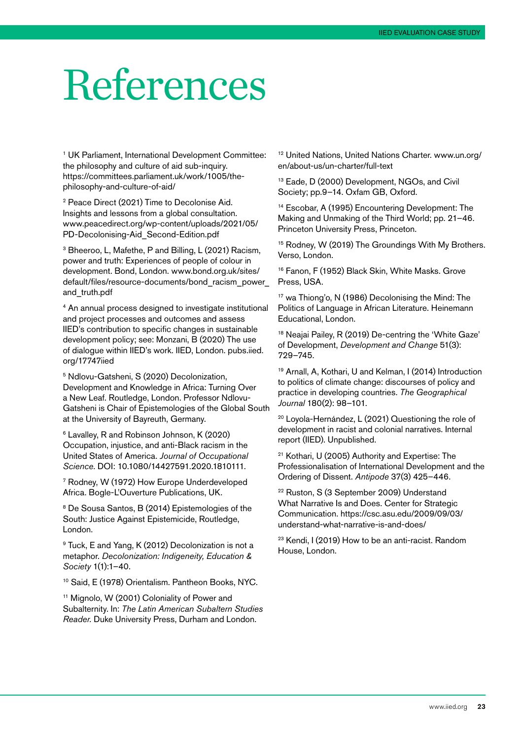# References

[1] UK Parliament, International Development Committee: the philosophy and culture of aid sub-inquiry. https://committees.parliament.uk/work/1005/the-philosophy-and-culture-of-aid/

[2] Peace Direct (2021) Time to Decolonise Aid. Insights and lessons from a global consultation. www.peacedirect.org/wp-content/uploads/2021/05/PD-Decolonising-Aid_Second-Edition.pdf

[3] Bheeroo, L, Mafethe, P and Billing, L (2021) Racism, power and truth: Experiences of people of colour in development. Bond, London. www.bond.org.uk/sites/default/files/resource-documents/bond_racism_power_and_truth.pdf

[4] An annual process designed to investigate institutional and project processes and outcomes and assess IIED's contribution to specific changes in sustainable development policy; see: Monzani, B (2020) The use of dialogue within IIED's work. IIED, London. pubs.iied.org/17747iied

[5] Ndlovu-Gatsheni, S (2020) Decolonization, Development and Knowledge in Africa: Turning Over a New Leaf. Routledge, London. Professor Ndlovu-Gatsheni is Chair of Epistemologies of the Global South at the University of Bayreuth, Germany.

[6] Lavalley, R and Robinson Johnson, K (2020) Occupation, injustice, and anti-Black racism in the United States of America. *Journal of Occupational Science*. DOI: 10.1080/14427591.2020.1810111.

[7] Rodney, W (1972) How Europe Underdeveloped Africa. Bogle-L'Ouverture Publications, UK.

[8] De Sousa Santos, B (2014) Epistemologies of the South: Justice Against Epistemicide, Routledge, London.

[9] Tuck, E and Yang, K (2012) Decolonization is not a metaphor. *Decolonization: Indigeneity, Education & Society* 1(1):1–40.

[10] Said, E (1978) Orientalism. Pantheon Books, NYC.

[11] Mignolo, W (2001) Coloniality of Power and Subalternity. In: *The Latin American Subaltern Studies Reader.* Duke University Press, Durham and London.

[12] United Nations, United Nations Charter. www.un.org/en/about-us/un-charter/full-text

[13] Eade, D (2000) Development, NGOs, and Civil Society; pp.9–14. Oxfam GB, Oxford.

[14] Escobar, A (1995) Encountering Development: The Making and Unmaking of the Third World; pp. 21–46. Princeton University Press, Princeton.

[15] Rodney, W (2019) The Groundings With My Brothers. Verso, London.

[16] Fanon, F (1952) Black Skin, White Masks. Grove Press, USA.

[17] wa Thiong'o, N (1986) Decolonising the Mind: The Politics of Language in African Literature. Heinemann Educational, London.

[18] Neajai Pailey, R (2019) De-centring the 'White Gaze' of Development, *Development and Change* 51(3): 729–745.

[19] Arnall, A, Kothari, U and Kelman, I (2014) Introduction to politics of climate change: discourses of policy and practice in developing countries. *The Geographical Journal* 180(2): 98–101.

[20] Loyola-Hernández, L (2021) Questioning the role of development in racist and colonial narratives. Internal report (IIED). Unpublished.

[21] Kothari, U (2005) Authority and Expertise: The Professionalisation of International Development and the Ordering of Dissent. *Antipode* 37(3) 425–446.

[22] Ruston, S (3 September 2009) Understand What Narrative Is and Does. Center for Strategic Communication. https://csc.asu.edu/2009/09/03/understand-what-narrative-is-and-does/

[23] Kendi, I (2019) How to be an anti-racist. Random House, London.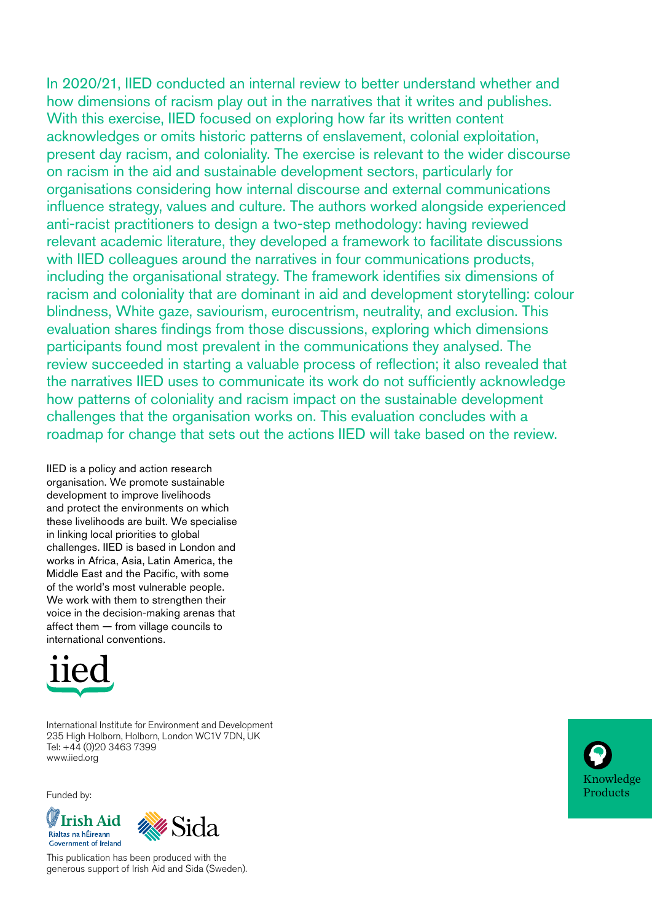In 2020/21, IIED conducted an internal review to better understand whether and how dimensions of racism play out in the narratives that it writes and publishes. With this exercise, IIED focused on exploring how far its written content acknowledges or omits historic patterns of enslavement, colonial exploitation, present day racism, and coloniality. The exercise is relevant to the wider discourse on racism in the aid and sustainable development sectors, particularly for organisations considering how internal discourse and external communications influence strategy, values and culture. The authors worked alongside experienced anti-racist practitioners to design a two-step methodology: having reviewed relevant academic literature, they developed a framework to facilitate discussions with IIED colleagues around the narratives in four communications products, including the organisational strategy. The framework identifies six dimensions of racism and coloniality that are dominant in aid and development storytelling: colour blindness, White gaze, saviourism, eurocentrism, neutrality, and exclusion. This evaluation shares findings from those discussions, exploring which dimensions participants found most prevalent in the communications they analysed. The review succeeded in starting a valuable process of reflection; it also revealed that the narratives IIED uses to communicate its work do not sufficiently acknowledge how patterns of coloniality and racism impact on the sustainable development challenges that the organisation works on. This evaluation concludes with a roadmap for change that sets out the actions IIED will take based on the review.

IIED is a policy and action research organisation. We promote sustainable development to improve livelihoods and protect the environments on which these livelihoods are built. We specialise in linking local priorities to global challenges. IIED is based in London and works in Africa, Asia, Latin America, the Middle East and the Pacific, with some of the world's most vulnerable people. We work with them to strengthen their voice in the decision-making arenas that affect them — from village councils to international conventions.

iied

International Institute for Environment and Development
235 High Holborn, Holborn, London WC1V 7DN, UK
Tel: +44 (0)20 3463 7399
www.iied.org

Funded by:

Irish Aid
Rialtas na hÉireann
Government of Ireland

Sida

This publication has been produced with the generous support of Irish Aid and Sida (Sweden).

Knowledge Products